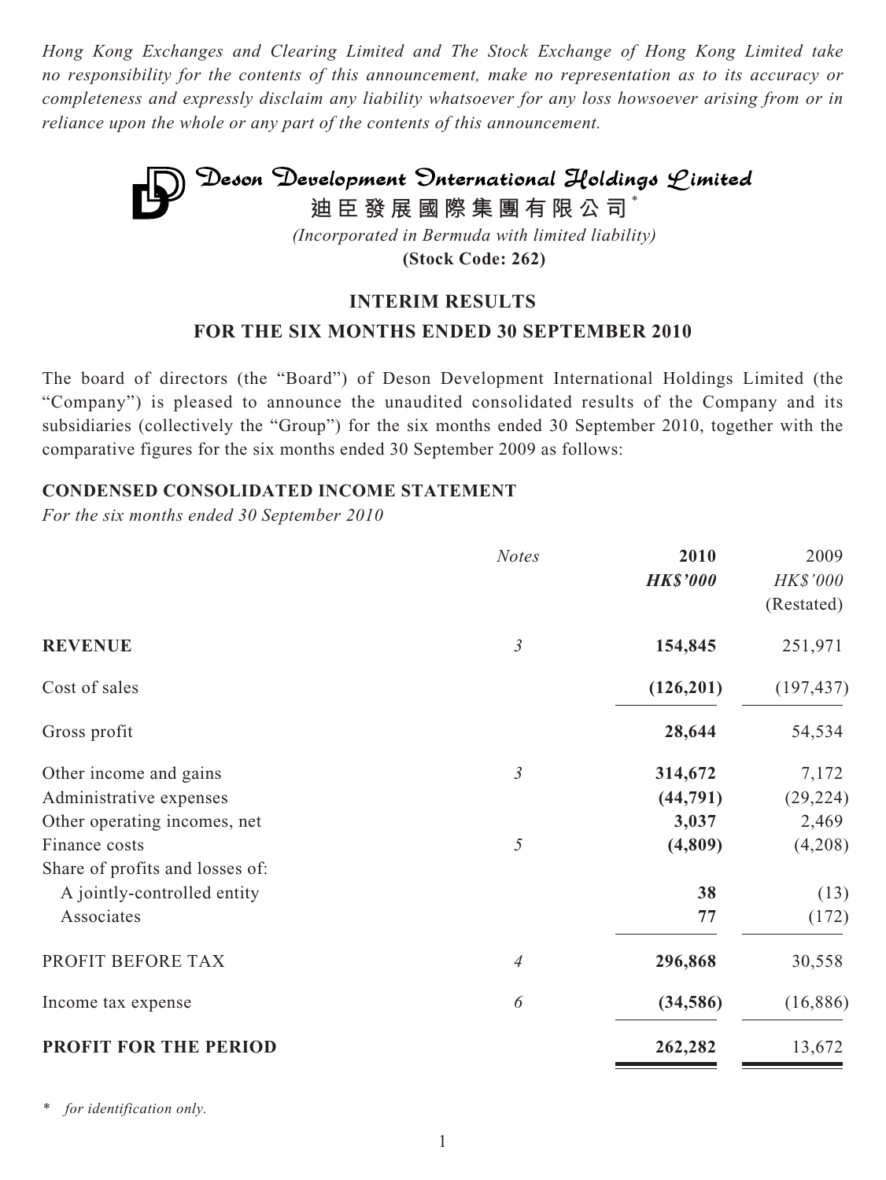*Hong Kong Exchanges and Clearing Limited and The Stock Exchange of Hong Kong Limited take no responsibility for the contents of this announcement, make no representation as to its accuracy or completeness and expressly disclaim any liability whatsoever for any loss howsoever arising from or in reliance upon the whole or any part of the contents of this announcement.*

# Deson Development International Holdings Limited

**迪臣發展國際集團有限公司***

*(Incorporated in Bermuda with limited liability)*

**(Stock Code: 262)**

## INTERIM RESULTS FOR THE SIX MONTHS ENDED 30 SEPTEMBER 2010

The board of directors (the "Board") of Deson Development International Holdings Limited (the "Company") is pleased to announce the unaudited consolidated results of the Company and its subsidiaries (collectively the "Group") for the six months ended 30 September 2010, together with the comparative figures for the six months ended 30 September 2009 as follows:

### CONDENSED CONSOLIDATED INCOME STATEMENT

*For the six months ended 30 September 2010*

| | *Notes* | **2010** | 2009 |
|---|---|---|---|
| | | ***HK$'000*** | *HK$'000* |
| | | | (Restated) |
| **REVENUE** | *3* | **154,845** | 251,971 |
| Cost of sales | | **(126,201)** | (197,437) |
| Gross profit | | **28,644** | 54,534 |
| Other income and gains | *3* | **314,672** | 7,172 |
| Administrative expenses | | **(44,791)** | (29,224) |
| Other operating incomes, net | | **3,037** | 2,469 |
| Finance costs | *5* | **(4,809)** | (4,208) |
| Share of profits and losses of: | | | |
| A jointly-controlled entity | | **38** | (13) |
| Associates | | **77** | (172) |
| PROFIT BEFORE TAX | *4* | **296,868** | 30,558 |
| Income tax expense | *6* | **(34,586)** | (16,886) |
| **PROFIT FOR THE PERIOD** | | **262,282** | 13,672 |

\* *for identification only.*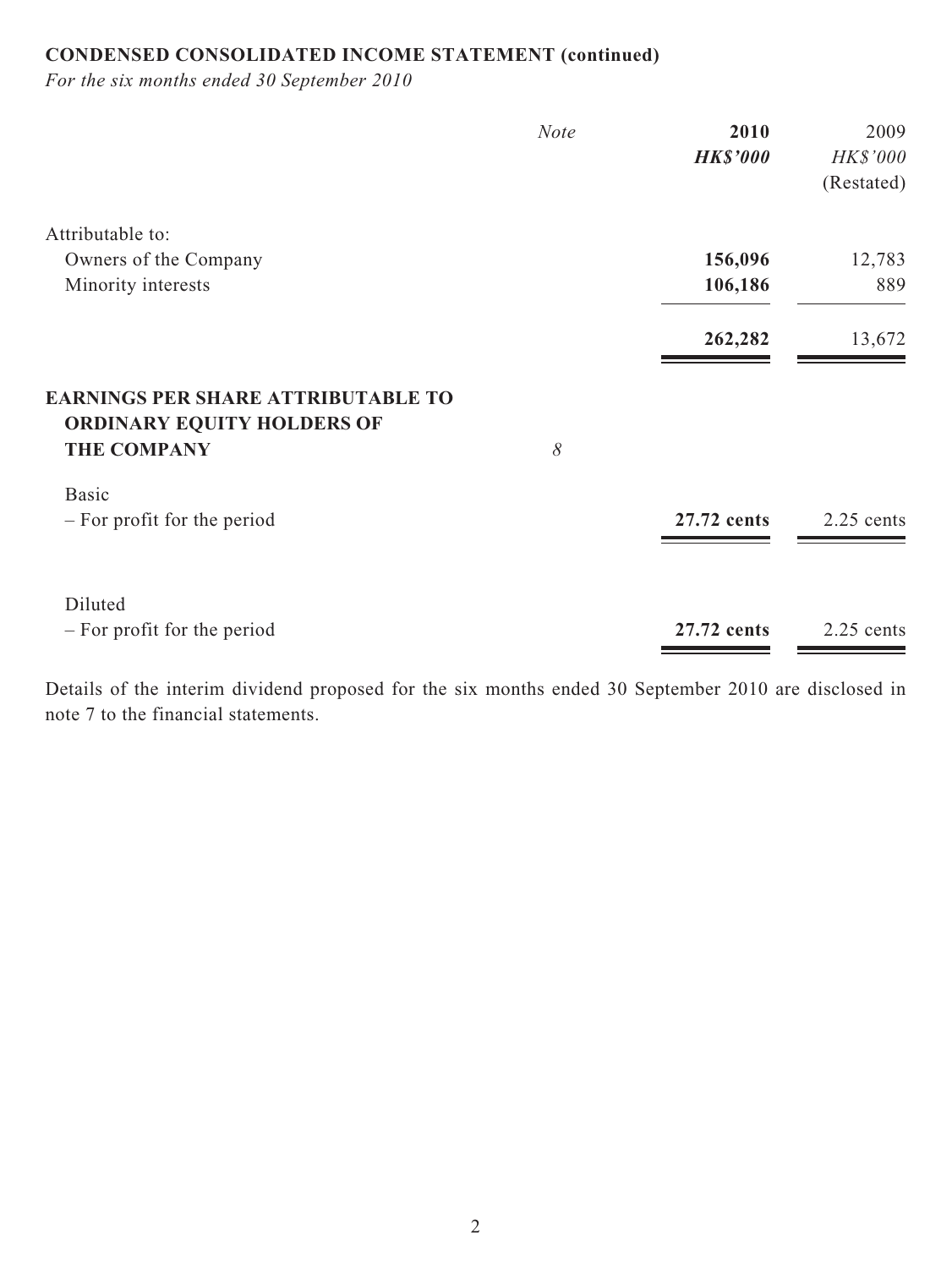**CONDENSED CONSOLIDATED INCOME STATEMENT (continued)**

*For the six months ended 30 September 2010*

| | *Note* | **2010** | 2009 |
|---|---|---|---|
| | | ***HK$'000*** | *HK$'000* |
| | | | (Restated) |
| Attributable to: | | | |
| Owners of the Company | | **156,096** | 12,783 |
| Minority interests | | **106,186** | 889 |
| | | **262,282** | 13,672 |
| **EARNINGS PER SHARE ATTRIBUTABLE TO ORDINARY EQUITY HOLDERS OF THE COMPANY** | *8* | | |
| Basic | | | |
| – For profit for the period | | **27.72 cents** | 2.25 cents |
| Diluted | | | |
| – For profit for the period | | **27.72 cents** | 2.25 cents |

Details of the interim dividend proposed for the six months ended 30 September 2010 are disclosed in note 7 to the financial statements.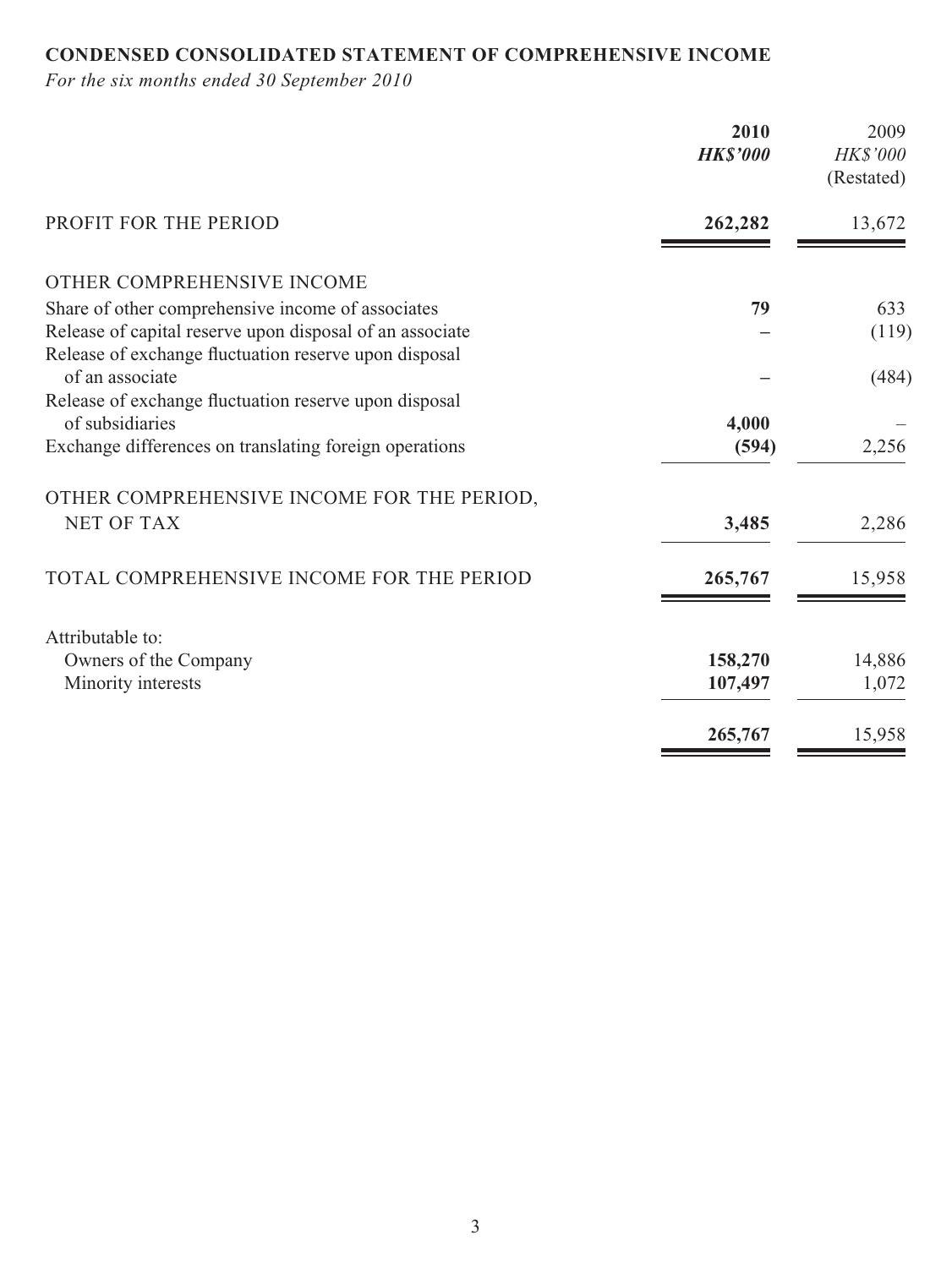**CONDENSED CONSOLIDATED STATEMENT OF COMPREHENSIVE INCOME**

*For the six months ended 30 September 2010*

| | **2010** | 2009 |
|---|---|---|
| | ***HK$'000*** | *HK$'000* |
| | | (Restated) |
| PROFIT FOR THE PERIOD | **262,282** | 13,672 |
| OTHER COMPREHENSIVE INCOME | | |
| Share of other comprehensive income of associates | **79** | 633 |
| Release of capital reserve upon disposal of an associate | **–** | (119) |
| Release of exchange fluctuation reserve upon disposal of an associate | **–** | (484) |
| Release of exchange fluctuation reserve upon disposal of subsidiaries | **4,000** | – |
| Exchange differences on translating foreign operations | **(594)** | 2,256 |
| OTHER COMPREHENSIVE INCOME FOR THE PERIOD, NET OF TAX | **3,485** | 2,286 |
| TOTAL COMPREHENSIVE INCOME FOR THE PERIOD | **265,767** | 15,958 |
| Attributable to: | | |
| Owners of the Company | **158,270** | 14,886 |
| Minority interests | **107,497** | 1,072 |
| | **265,767** | 15,958 |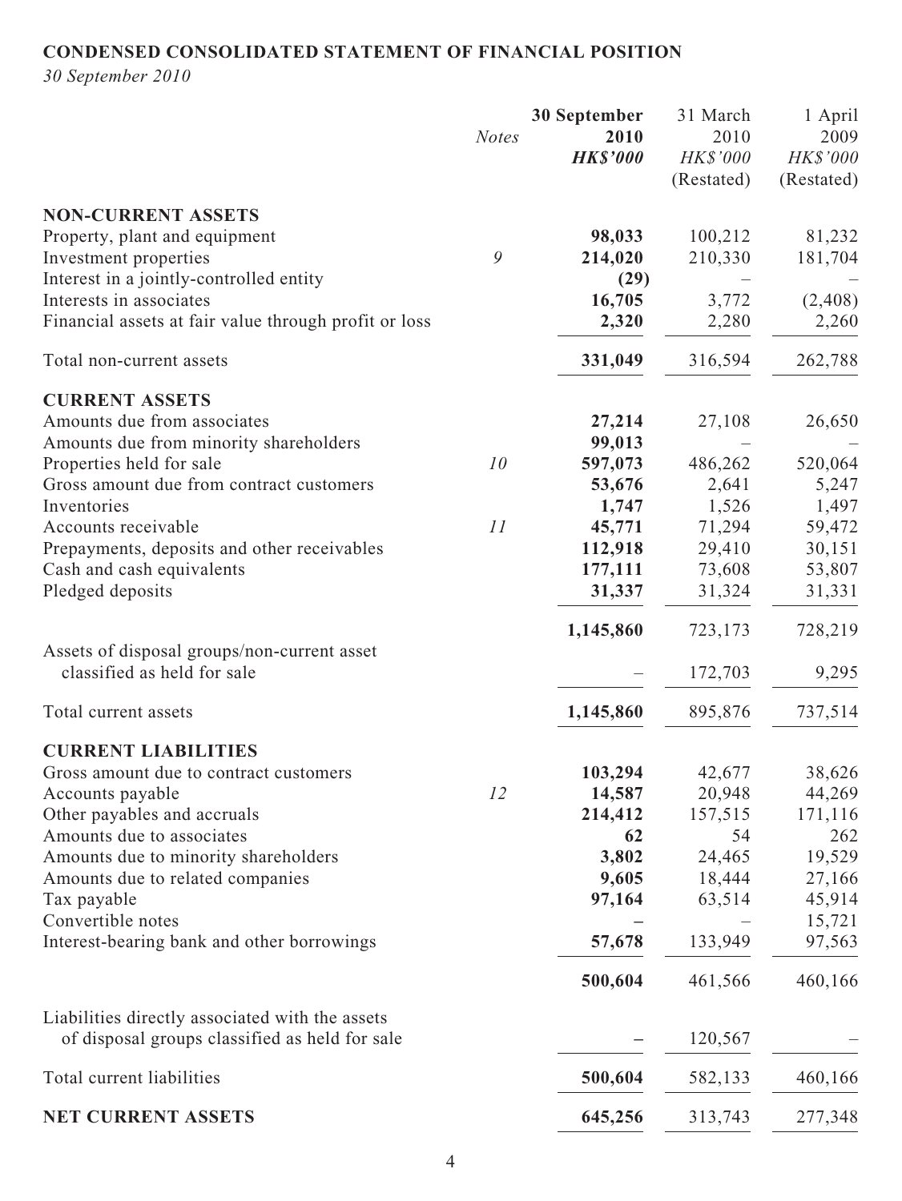**CONDENSED CONSOLIDATED STATEMENT OF FINANCIAL POSITION**

*30 September 2010*

| | *Notes* | **30 September 2010** | 31 March 2010 | 1 April 2009 |
|---|---|---|---|---|
| | | ***HK$'000*** | *HK$'000* | *HK$'000* |
| | | | (Restated) | (Restated) |
| **NON-CURRENT ASSETS** | | | | |
| Property, plant and equipment | | **98,033** | 100,212 | 81,232 |
| Investment properties | *9* | **214,020** | 210,330 | 181,704 |
| Interest in a jointly-controlled entity | | **(29)** | – | – |
| Interests in associates | | **16,705** | 3,772 | (2,408) |
| Financial assets at fair value through profit or loss | | **2,320** | 2,280 | 2,260 |
| Total non-current assets | | **331,049** | 316,594 | 262,788 |
| **CURRENT ASSETS** | | | | |
| Amounts due from associates | | **27,214** | 27,108 | 26,650 |
| Amounts due from minority shareholders | | **99,013** | – | – |
| Properties held for sale | *10* | **597,073** | 486,262 | 520,064 |
| Gross amount due from contract customers | | **53,676** | 2,641 | 5,247 |
| Inventories | | **1,747** | 1,526 | 1,497 |
| Accounts receivable | *11* | **45,771** | 71,294 | 59,472 |
| Prepayments, deposits and other receivables | | **112,918** | 29,410 | 30,151 |
| Cash and cash equivalents | | **177,111** | 73,608 | 53,807 |
| Pledged deposits | | **31,337** | 31,324 | 31,331 |
| | | **1,145,860** | 723,173 | 728,219 |
| Assets of disposal groups/non-current asset classified as held for sale | | – | 172,703 | 9,295 |
| Total current assets | | **1,145,860** | 895,876 | 737,514 |
| **CURRENT LIABILITIES** | | | | |
| Gross amount due to contract customers | | **103,294** | 42,677 | 38,626 |
| Accounts payable | *12* | **14,587** | 20,948 | 44,269 |
| Other payables and accruals | | **214,412** | 157,515 | 171,116 |
| Amounts due to associates | | **62** | 54 | 262 |
| Amounts due to minority shareholders | | **3,802** | 24,465 | 19,529 |
| Amounts due to related companies | | **9,605** | 18,444 | 27,166 |
| Tax payable | | **97,164** | 63,514 | 45,914 |
| Convertible notes | | **–** | – | 15,721 |
| Interest-bearing bank and other borrowings | | **57,678** | 133,949 | 97,563 |
| | | **500,604** | 461,566 | 460,166 |
| Liabilities directly associated with the assets of disposal groups classified as held for sale | | **–** | 120,567 | – |
| Total current liabilities | | **500,604** | 582,133 | 460,166 |
| **NET CURRENT ASSETS** | | **645,256** | 313,743 | 277,348 |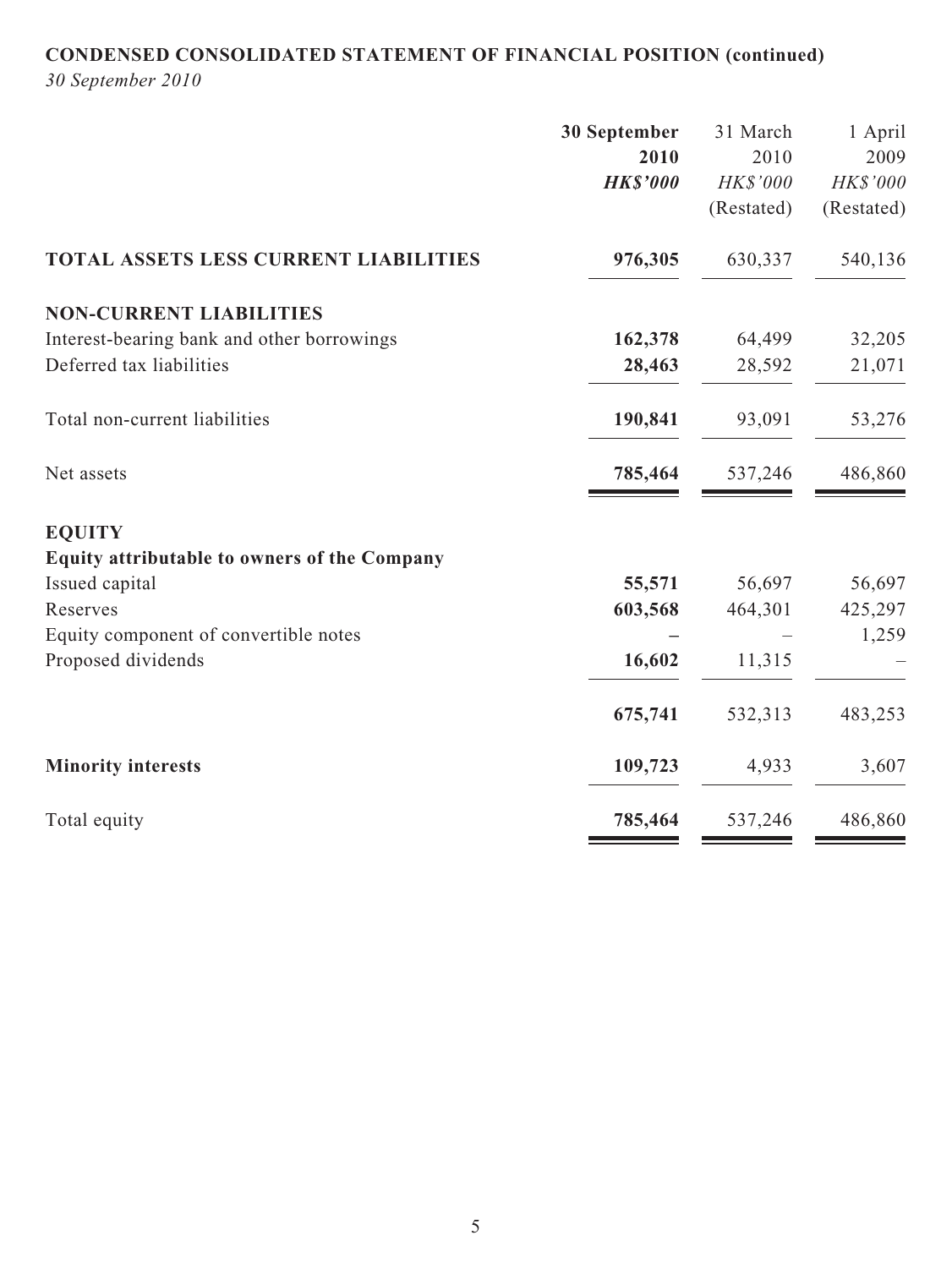**CONDENSED CONSOLIDATED STATEMENT OF FINANCIAL POSITION (continued)**

*30 September 2010*

| | 30 September 2010 HK$'000 | 31 March 2010 HK$'000 (Restated) | 1 April 2009 HK$'000 (Restated) |
|---|---|---|---|
| **TOTAL ASSETS LESS CURRENT LIABILITIES** | **976,305** | 630,337 | 540,136 |
| **NON-CURRENT LIABILITIES** | | | |
| Interest-bearing bank and other borrowings | **162,378** | 64,499 | 32,205 |
| Deferred tax liabilities | **28,463** | 28,592 | 21,071 |
| Total non-current liabilities | **190,841** | 93,091 | 53,276 |
| Net assets | **785,464** | 537,246 | 486,860 |
| **EQUITY** | | | |
| **Equity attributable to owners of the Company** | | | |
| Issued capital | **55,571** | 56,697 | 56,697 |
| Reserves | **603,568** | 464,301 | 425,297 |
| Equity component of convertible notes | **–** | – | 1,259 |
| Proposed dividends | **16,602** | 11,315 | – |
| | **675,741** | 532,313 | 483,253 |
| **Minority interests** | **109,723** | 4,933 | 3,607 |
| Total equity | **785,464** | 537,246 | 486,860 |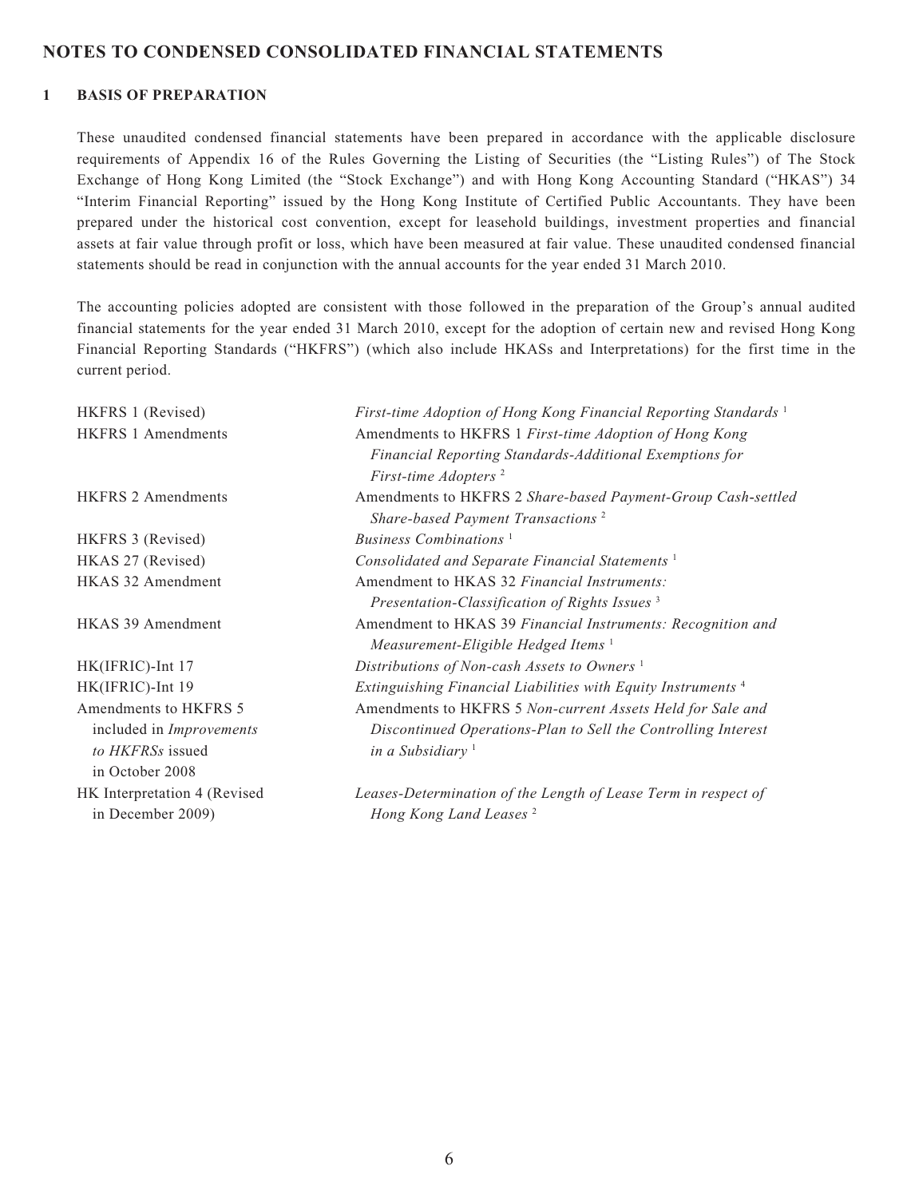## NOTES TO CONDENSED CONSOLIDATED FINANCIAL STATEMENTS

### 1 BASIS OF PREPARATION

These unaudited condensed financial statements have been prepared in accordance with the applicable disclosure requirements of Appendix 16 of the Rules Governing the Listing of Securities (the "Listing Rules") of The Stock Exchange of Hong Kong Limited (the "Stock Exchange") and with Hong Kong Accounting Standard ("HKAS") 34 "Interim Financial Reporting" issued by the Hong Kong Institute of Certified Public Accountants. They have been prepared under the historical cost convention, except for leasehold buildings, investment properties and financial assets at fair value through profit or loss, which have been measured at fair value. These unaudited condensed financial statements should be read in conjunction with the annual accounts for the year ended 31 March 2010.

The accounting policies adopted are consistent with those followed in the preparation of the Group's annual audited financial statements for the year ended 31 March 2010, except for the adoption of certain new and revised Hong Kong Financial Reporting Standards ("HKFRS") (which also include HKASs and Interpretations) for the first time in the current period.

| | |
|---|---|
| HKFRS 1 (Revised) | *First-time Adoption of Hong Kong Financial Reporting Standards* [1] |
| HKFRS 1 Amendments | Amendments to HKFRS 1 *First-time Adoption of Hong Kong Financial Reporting Standards-Additional Exemptions for First-time Adopters* [2] |
| HKFRS 2 Amendments | Amendments to HKFRS 2 *Share-based Payment-Group Cash-settled Share-based Payment Transactions* [2] |
| HKFRS 3 (Revised) | *Business Combinations* [1] |
| HKAS 27 (Revised) | *Consolidated and Separate Financial Statements* [1] |
| HKAS 32 Amendment | Amendment to HKAS 32 *Financial Instruments: Presentation-Classification of Rights Issues* [3] |
| HKAS 39 Amendment | Amendment to HKAS 39 *Financial Instruments: Recognition and Measurement-Eligible Hedged Items* [1] |
| HK(IFRIC)-Int 17 | *Distributions of Non-cash Assets to Owners* [1] |
| HK(IFRIC)-Int 19 | *Extinguishing Financial Liabilities with Equity Instruments* [4] |
| Amendments to HKFRS 5 included in *Improvements to HKFRSs* issued in October 2008 | Amendments to HKFRS 5 *Non-current Assets Held for Sale and Discontinued Operations-Plan to Sell the Controlling Interest in a Subsidiary* [1] |
| HK Interpretation 4 (Revised in December 2009) | *Leases-Determination of the Length of Lease Term in respect of Hong Kong Land Leases* [2] |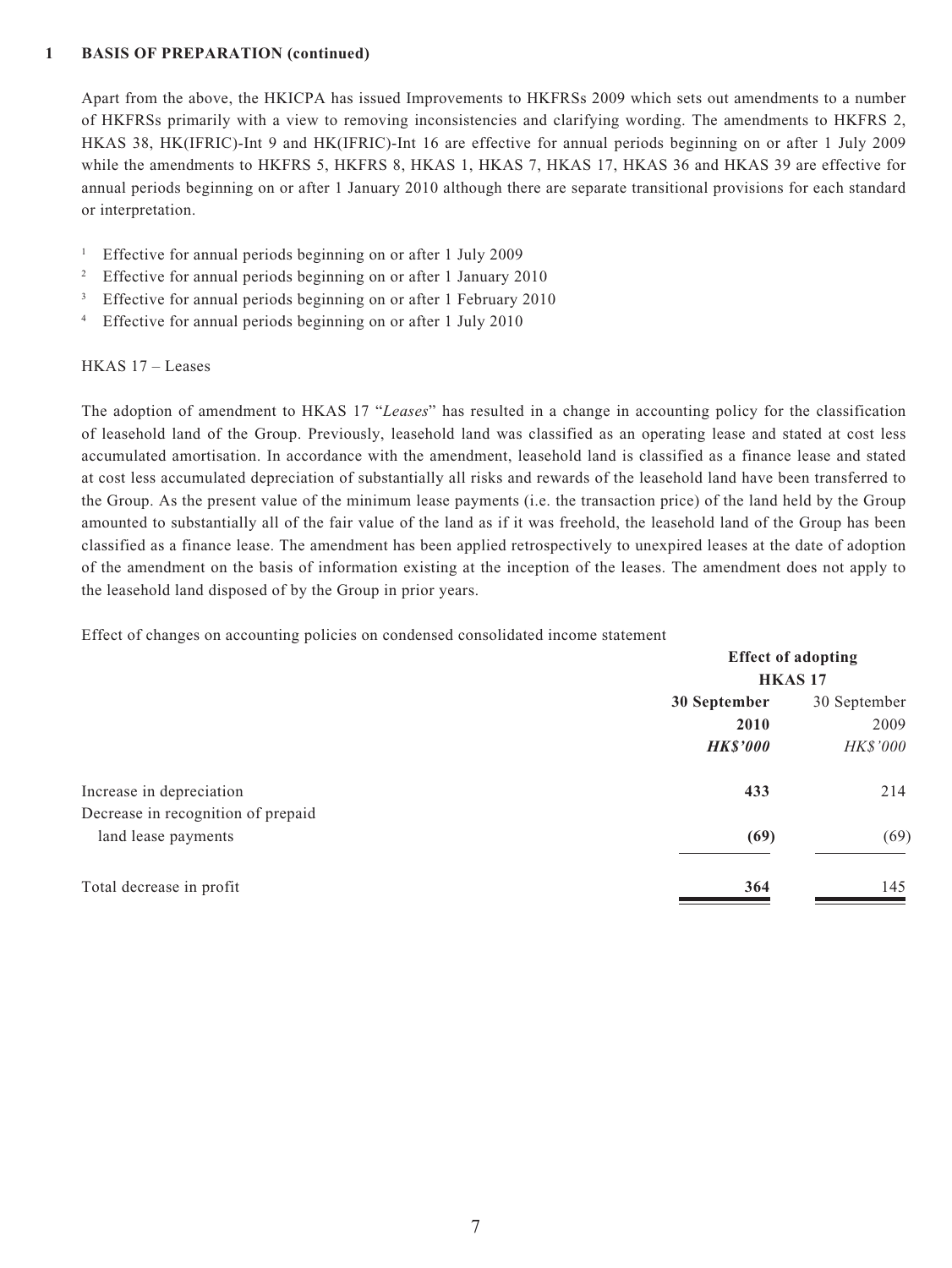## 1 BASIS OF PREPARATION (continued)

Apart from the above, the HKICPA has issued Improvements to HKFRSs 2009 which sets out amendments to a number of HKFRSs primarily with a view to removing inconsistencies and clarifying wording. The amendments to HKFRS 2, HKAS 38, HK(IFRIC)-Int 9 and HK(IFRIC)-Int 16 are effective for annual periods beginning on or after 1 July 2009 while the amendments to HKFRS 5, HKFRS 8, HKAS 1, HKAS 7, HKAS 17, HKAS 36 and HKAS 39 are effective for annual periods beginning on or after 1 January 2010 although there are separate transitional provisions for each standard or interpretation.

[1] Effective for annual periods beginning on or after 1 July 2009
[2] Effective for annual periods beginning on or after 1 January 2010
[3] Effective for annual periods beginning on or after 1 February 2010
[4] Effective for annual periods beginning on or after 1 July 2010

HKAS 17 – Leases

The adoption of amendment to HKAS 17 "*Leases*" has resulted in a change in accounting policy for the classification of leasehold land of the Group. Previously, leasehold land was classified as an operating lease and stated at cost less accumulated amortisation. In accordance with the amendment, leasehold land is classified as a finance lease and stated at cost less accumulated depreciation of substantially all risks and rewards of the leasehold land have been transferred to the Group. As the present value of the minimum lease payments (i.e. the transaction price) of the land held by the Group amounted to substantially all of the fair value of the land as if it was freehold, the leasehold land of the Group has been classified as a finance lease. The amendment has been applied retrospectively to unexpired leases at the date of adoption of the amendment on the basis of information existing at the inception of the leases. The amendment does not apply to the leasehold land disposed of by the Group in prior years.

Effect of changes on accounting policies on condensed consolidated income statement

| | **Effect of adopting HKAS 17** | |
|---|---|---|
| | **30 September 2010** | 30 September 2009 |
| | ***HK$'000*** | *HK$'000* |
| Increase in depreciation | **433** | 214 |
| Decrease in recognition of prepaid land lease payments | **(69)** | (69) |
| Total decrease in profit | **364** | 145 |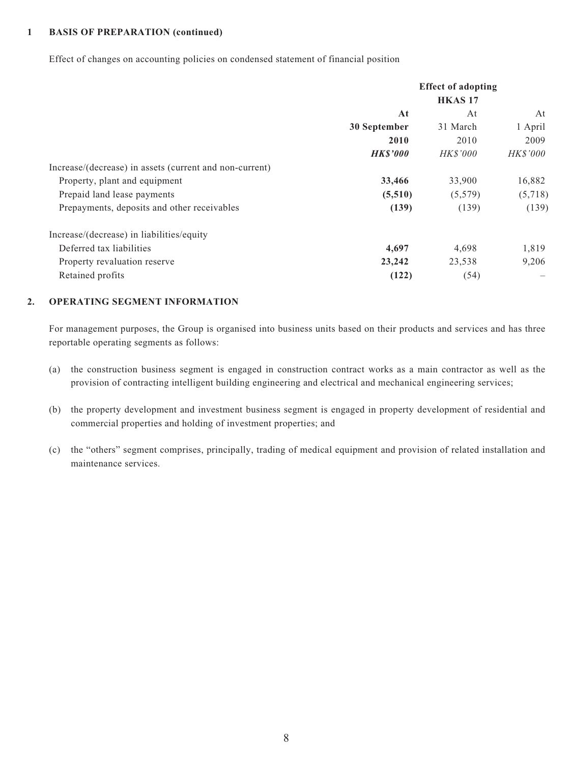## 1 BASIS OF PREPARATION (continued)

Effect of changes on accounting policies on condensed statement of financial position

| | | Effect of adopting HKAS 17 | |
|---|---|---|---|
| | **At 30 September 2010** | At 31 March 2010 | At 1 April 2009 |
| | ***HK$'000*** | *HK$'000* | *HK$'000* |
| Increase/(decrease) in assets (current and non-current) | | | |
| Property, plant and equipment | **33,466** | 33,900 | 16,882 |
| Prepaid land lease payments | **(5,510)** | (5,579) | (5,718) |
| Prepayments, deposits and other receivables | **(139)** | (139) | (139) |
| Increase/(decrease) in liabilities/equity | | | |
| Deferred tax liabilities | **4,697** | 4,698 | 1,819 |
| Property revaluation reserve | **23,242** | 23,538 | 9,206 |
| Retained profits | **(122)** | (54) | – |

## 2. OPERATING SEGMENT INFORMATION

For management purposes, the Group is organised into business units based on their products and services and has three reportable operating segments as follows:

(a) the construction business segment is engaged in construction contract works as a main contractor as well as the provision of contracting intelligent building engineering and electrical and mechanical engineering services;

(b) the property development and investment business segment is engaged in property development of residential and commercial properties and holding of investment properties; and

(c) the "others" segment comprises, principally, trading of medical equipment and provision of related installation and maintenance services.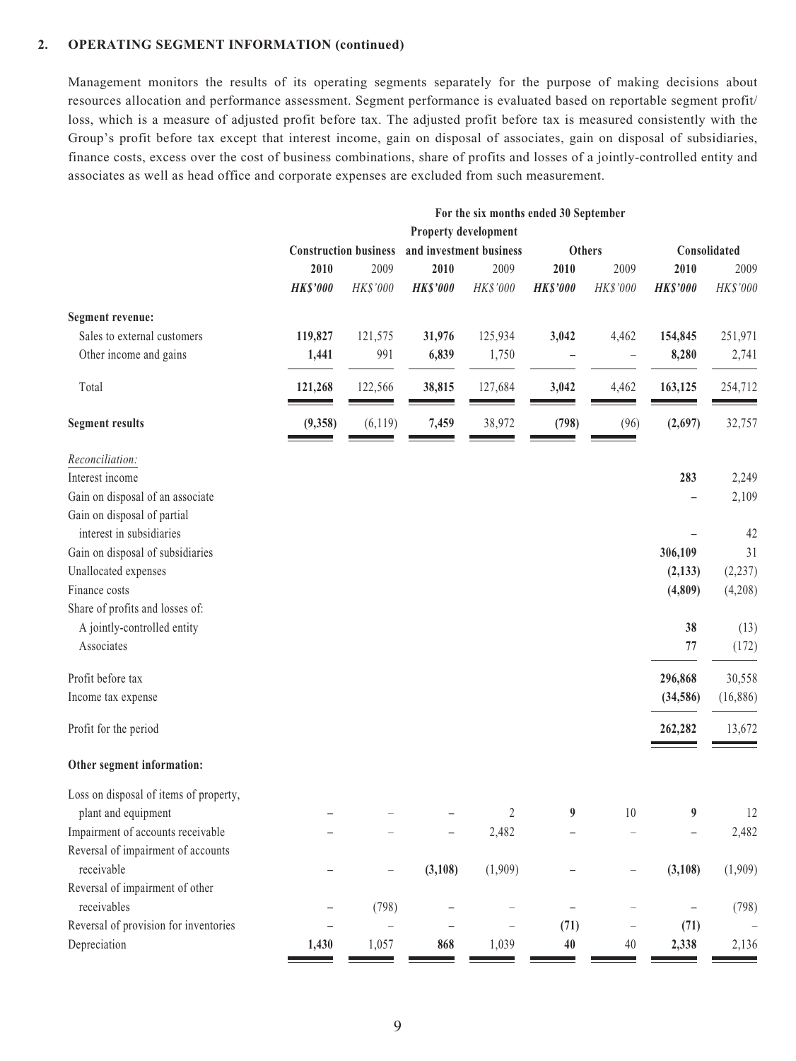**2. OPERATING SEGMENT INFORMATION (continued)**

Management monitors the results of its operating segments separately for the purpose of making decisions about resources allocation and performance assessment. Segment performance is evaluated based on reportable segment profit/loss, which is a measure of adjusted profit before tax. The adjusted profit before tax is measured consistently with the Group's profit before tax except that interest income, gain on disposal of associates, gain on disposal of subsidiaries, finance costs, excess over the cost of business combinations, share of profits and losses of a jointly-controlled entity and associates as well as head office and corporate expenses are excluded from such measurement.

| | For the six months ended 30 September | | | | | | | |
|---|---|---|---|---|---|---|---|---|
| | Construction business | | Property development and investment business | | Others | | Consolidated | |
| | **2010** | 2009 | **2010** | 2009 | **2010** | 2009 | **2010** | 2009 |
| | ***HK$'000*** | *HK$'000* | ***HK$'000*** | *HK$'000* | ***HK$'000*** | *HK$'000* | ***HK$'000*** | *HK$'000* |
| **Segment revenue:** | | | | | | | | |
| Sales to external customers | **119,827** | 121,575 | **31,976** | 125,934 | **3,042** | 4,462 | **154,845** | 251,971 |
| Other income and gains | **1,441** | 991 | **6,839** | 1,750 | **–** | – | **8,280** | 2,741 |
| Total | **121,268** | 122,566 | **38,815** | 127,684 | **3,042** | 4,462 | **163,125** | 254,712 |
| **Segment results** | **(9,358)** | (6,119) | **7,459** | 38,972 | **(798)** | (96) | **(2,697)** | 32,757 |
| *Reconciliation:* | | | | | | | | |
| Interest income | | | | | | | **283** | 2,249 |
| Gain on disposal of an associate | | | | | | | **–** | 2,109 |
| Gain on disposal of partial interest in subsidiaries | | | | | | | **–** | 42 |
| Gain on disposal of subsidiaries | | | | | | | **306,109** | 31 |
| Unallocated expenses | | | | | | | **(2,133)** | (2,237) |
| Finance costs | | | | | | | **(4,809)** | (4,208) |
| Share of profits and losses of: | | | | | | | | |
| A jointly-controlled entity | | | | | | | **38** | (13) |
| Associates | | | | | | | **77** | (172) |
| Profit before tax | | | | | | | **296,868** | 30,558 |
| Income tax expense | | | | | | | **(34,586)** | (16,886) |
| Profit for the period | | | | | | | **262,282** | 13,672 |
| **Other segment information:** | | | | | | | | |
| Loss on disposal of items of property, plant and equipment | **–** | – | **–** | 2 | **9** | 10 | **9** | 12 |
| Impairment of accounts receivable | **–** | – | **–** | 2,482 | **–** | – | **–** | 2,482 |
| Reversal of impairment of accounts receivable | **–** | – | **(3,108)** | (1,909) | **–** | – | **(3,108)** | (1,909) |
| Reversal of impairment of other receivables | **–** | (798) | **–** | – | **–** | – | **–** | (798) |
| Reversal of provision for inventories | **–** | – | **–** | – | **(71)** | – | **(71)** | – |
| Depreciation | **1,430** | 1,057 | **868** | 1,039 | **40** | 40 | **2,338** | 2,136 |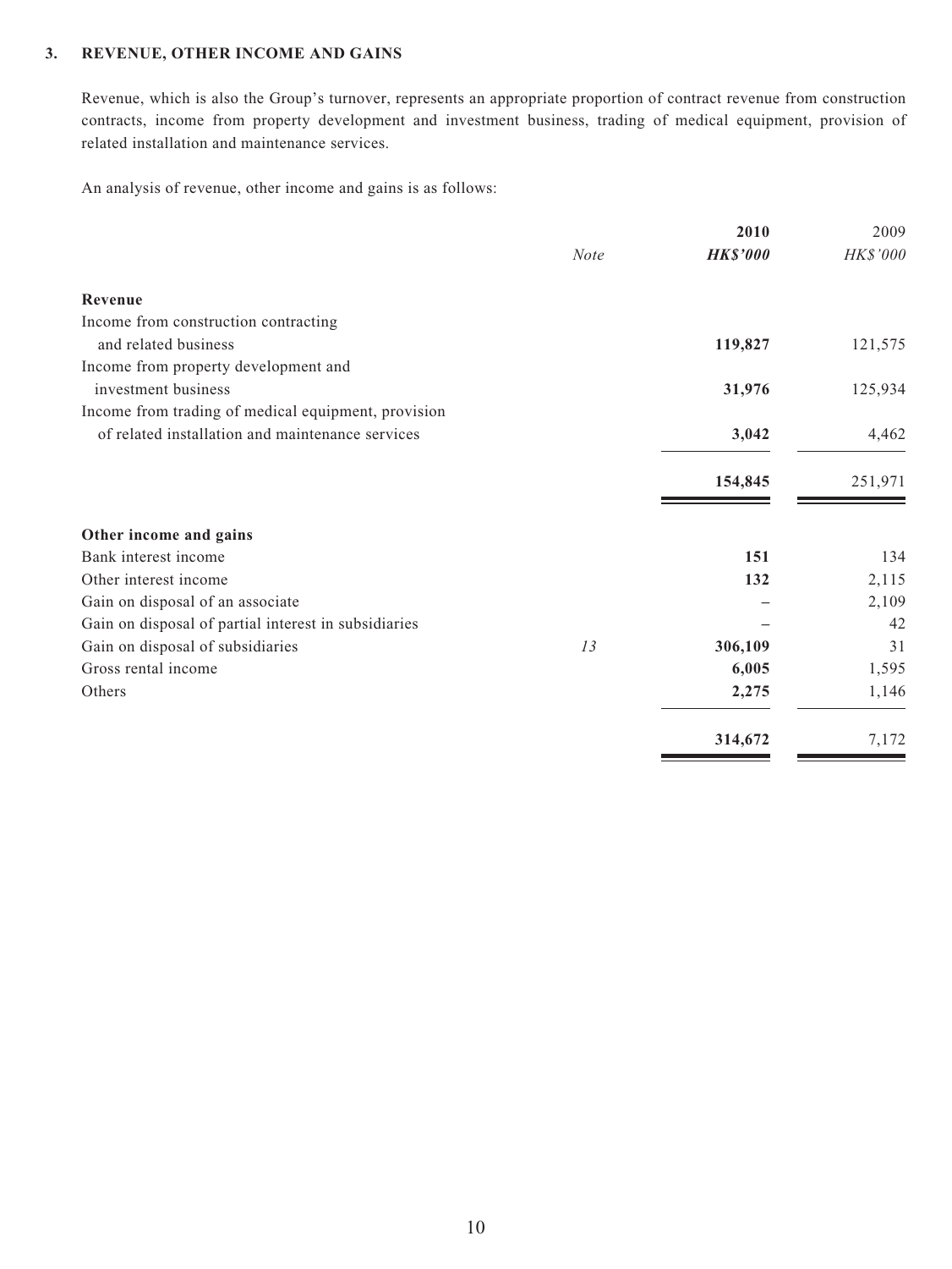### 3. REVENUE, OTHER INCOME AND GAINS

Revenue, which is also the Group's turnover, represents an appropriate proportion of contract revenue from construction contracts, income from property development and investment business, trading of medical equipment, provision of related installation and maintenance services.

An analysis of revenue, other income and gains is as follows:

| | *Note* | **2010** **HK$'000** | 2009 *HK$'000* |
|---|---|---|---|
| **Revenue** | | | |
| Income from construction contracting and related business | | **119,827** | 121,575 |
| Income from property development and investment business | | **31,976** | 125,934 |
| Income from trading of medical equipment, provision of related installation and maintenance services | | **3,042** | 4,462 |
| | | **154,845** | 251,971 |
| **Other income and gains** | | | |
| Bank interest income | | **151** | 134 |
| Other interest income | | **132** | 2,115 |
| Gain on disposal of an associate | | – | 2,109 |
| Gain on disposal of partial interest in subsidiaries | | – | 42 |
| Gain on disposal of subsidiaries | *13* | **306,109** | 31 |
| Gross rental income | | **6,005** | 1,595 |
| Others | | **2,275** | 1,146 |
| | | **314,672** | 7,172 |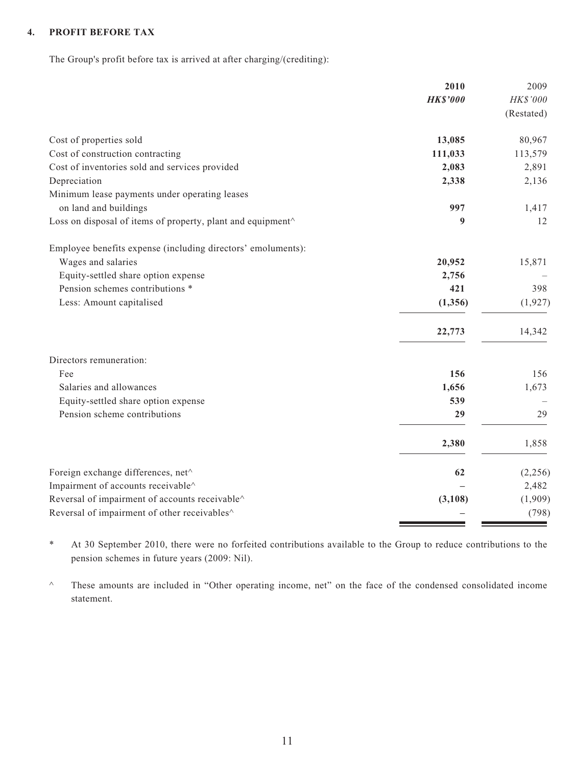## 4. PROFIT BEFORE TAX

The Group's profit before tax is arrived at after charging/(crediting):

| | 2010 | 2009 |
|---|---|---|
| | ***HK$'000*** | *HK$'000* |
| | | (Restated) |
| Cost of properties sold | **13,085** | 80,967 |
| Cost of construction contracting | **111,033** | 113,579 |
| Cost of inventories sold and services provided | **2,083** | 2,891 |
| Depreciation | **2,338** | 2,136 |
| Minimum lease payments under operating leases on land and buildings | **997** | 1,417 |
| Loss on disposal of items of property, plant and equipment^ | **9** | 12 |
| Employee benefits expense (including directors' emoluments): | | |
| Wages and salaries | **20,952** | 15,871 |
| Equity-settled share option expense | **2,756** | – |
| Pension schemes contributions * | **421** | 398 |
| Less: Amount capitalised | **(1,356)** | (1,927) |
| | **22,773** | 14,342 |
| Directors remuneration: | | |
| Fee | **156** | 156 |
| Salaries and allowances | **1,656** | 1,673 |
| Equity-settled share option expense | **539** | – |
| Pension scheme contributions | **29** | 29 |
| | **2,380** | 1,858 |
| Foreign exchange differences, net^ | **62** | (2,256) |
| Impairment of accounts receivable^ | **–** | 2,482 |
| Reversal of impairment of accounts receivable^ | **(3,108)** | (1,909) |
| Reversal of impairment of other receivables^ | **–** | (798) |

\* At 30 September 2010, there were no forfeited contributions available to the Group to reduce contributions to the pension schemes in future years (2009: Nil).

^ These amounts are included in "Other operating income, net" on the face of the condensed consolidated income statement.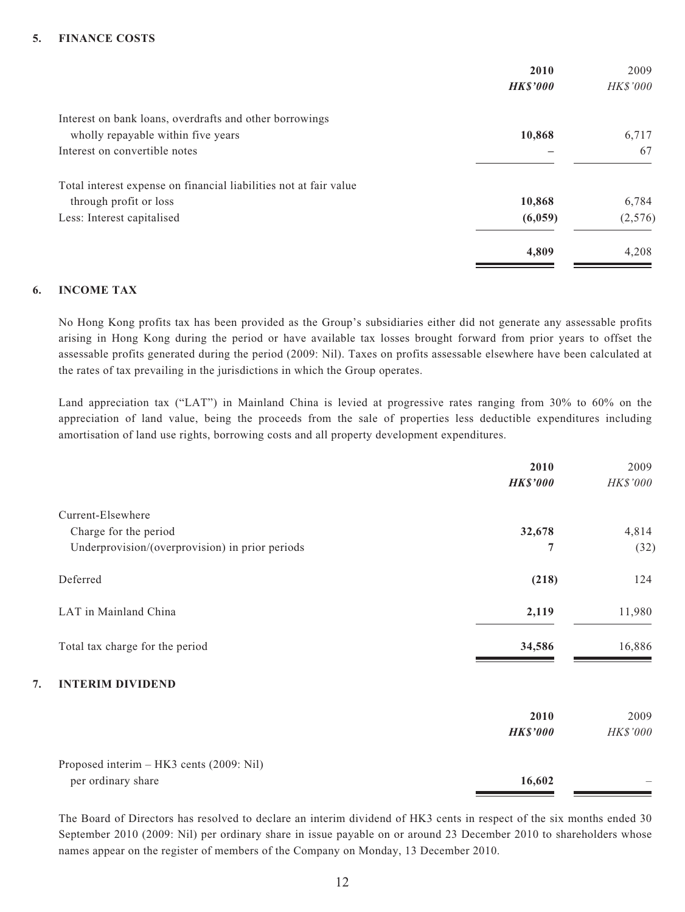## 5. FINANCE COSTS

| | 2010 | 2009 |
|---|---|---|
| | ***HK$'000*** | *HK$'000* |
| Interest on bank loans, overdrafts and other borrowings wholly repayable within five years | **10,868** | 6,717 |
| Interest on convertible notes | **–** | 67 |
| Total interest expense on financial liabilities not at fair value through profit or loss | **10,868** | 6,784 |
| Less: Interest capitalised | **(6,059)** | (2,576) |
| | **4,809** | 4,208 |

## 6. INCOME TAX

No Hong Kong profits tax has been provided as the Group's subsidiaries either did not generate any assessable profits arising in Hong Kong during the period or have available tax losses brought forward from prior years to offset the assessable profits generated during the period (2009: Nil). Taxes on profits assessable elsewhere have been calculated at the rates of tax prevailing in the jurisdictions in which the Group operates.

Land appreciation tax ("LAT") in Mainland China is levied at progressive rates ranging from 30% to 60% on the appreciation of land value, being the proceeds from the sale of properties less deductible expenditures including amortisation of land use rights, borrowing costs and all property development expenditures.

| | 2010 | 2009 |
|---|---|---|
| | ***HK$'000*** | *HK$'000* |
| Current-Elsewhere | | |
| Charge for the period | **32,678** | 4,814 |
| Underprovision/(overprovision) in prior periods | **7** | (32) |
| Deferred | **(218)** | 124 |
| LAT in Mainland China | **2,119** | 11,980 |
| Total tax charge for the period | **34,586** | 16,886 |

## 7. INTERIM DIVIDEND

| | 2010 | 2009 |
|---|---|---|
| | ***HK$'000*** | *HK$'000* |
| Proposed interim – HK3 cents (2009: Nil) per ordinary share | **16,602** | – |

The Board of Directors has resolved to declare an interim dividend of HK3 cents in respect of the six months ended 30 September 2010 (2009: Nil) per ordinary share in issue payable on or around 23 December 2010 to shareholders whose names appear on the register of members of the Company on Monday, 13 December 2010.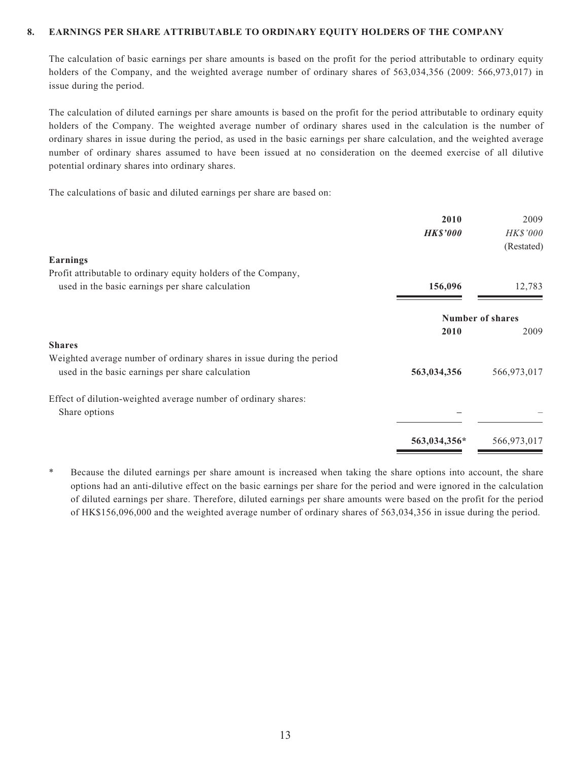## 8. EARNINGS PER SHARE ATTRIBUTABLE TO ORDINARY EQUITY HOLDERS OF THE COMPANY

The calculation of basic earnings per share amounts is based on the profit for the period attributable to ordinary equity holders of the Company, and the weighted average number of ordinary shares of 563,034,356 (2009: 566,973,017) in issue during the period.

The calculation of diluted earnings per share amounts is based on the profit for the period attributable to ordinary equity holders of the Company. The weighted average number of ordinary shares used in the calculation is the number of ordinary shares in issue during the period, as used in the basic earnings per share calculation, and the weighted average number of ordinary shares assumed to have been issued at no consideration on the deemed exercise of all dilutive potential ordinary shares into ordinary shares.

The calculations of basic and diluted earnings per share are based on:

| | **2010** | 2009 |
|---|---|---|
| | ***HK$'000*** | *HK$'000* |
| | | (Restated) |
| **Earnings** | | |
| Profit attributable to ordinary equity holders of the Company, used in the basic earnings per share calculation | **156,096** | 12,783 |

| | **Number of shares** | |
|---|---|---|
| | **2010** | 2009 |
| **Shares** | | |
| Weighted average number of ordinary shares in issue during the period used in the basic earnings per share calculation | **563,034,356** | 566,973,017 |
| Effect of dilution-weighted average number of ordinary shares: | | |
| Share options | **–** | – |
| | **563,034,356*** | 566,973,017 |

\* Because the diluted earnings per share amount is increased when taking the share options into account, the share options had an anti-dilutive effect on the basic earnings per share for the period and were ignored in the calculation of diluted earnings per share. Therefore, diluted earnings per share amounts were based on the profit for the period of HK$156,096,000 and the weighted average number of ordinary shares of 563,034,356 in issue during the period.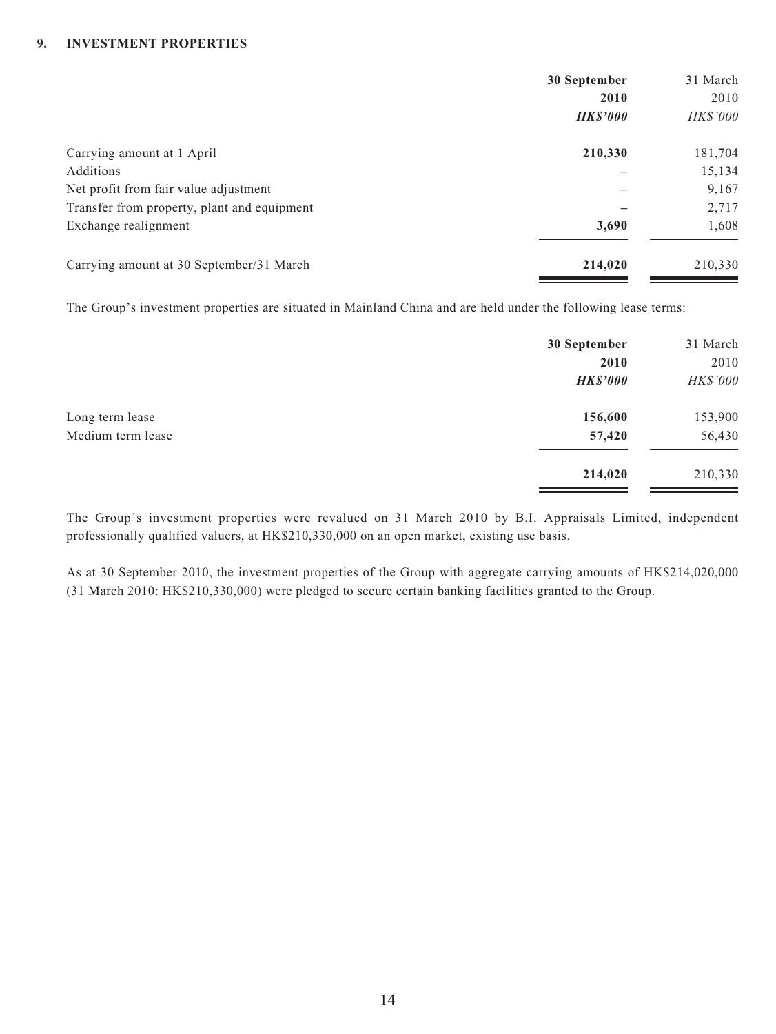## 9. INVESTMENT PROPERTIES

| | 30 September 2010 | 31 March 2010 |
|---|---|---|
| | ***HK$'000*** | *HK$'000* |
| Carrying amount at 1 April | **210,330** | 181,704 |
| Additions | – | 15,134 |
| Net profit from fair value adjustment | – | 9,167 |
| Transfer from property, plant and equipment | – | 2,717 |
| Exchange realignment | **3,690** | 1,608 |
| Carrying amount at 30 September/31 March | **214,020** | 210,330 |

The Group's investment properties are situated in Mainland China and are held under the following lease terms:

| | 30 September 2010 | 31 March 2010 |
|---|---|---|
| | ***HK$'000*** | *HK$'000* |
| Long term lease | **156,600** | 153,900 |
| Medium term lease | **57,420** | 56,430 |
| | **214,020** | 210,330 |

The Group's investment properties were revalued on 31 March 2010 by B.I. Appraisals Limited, independent professionally qualified valuers, at HK$210,330,000 on an open market, existing use basis.

As at 30 September 2010, the investment properties of the Group with aggregate carrying amounts of HK$214,020,000 (31 March 2010: HK$210,330,000) were pledged to secure certain banking facilities granted to the Group.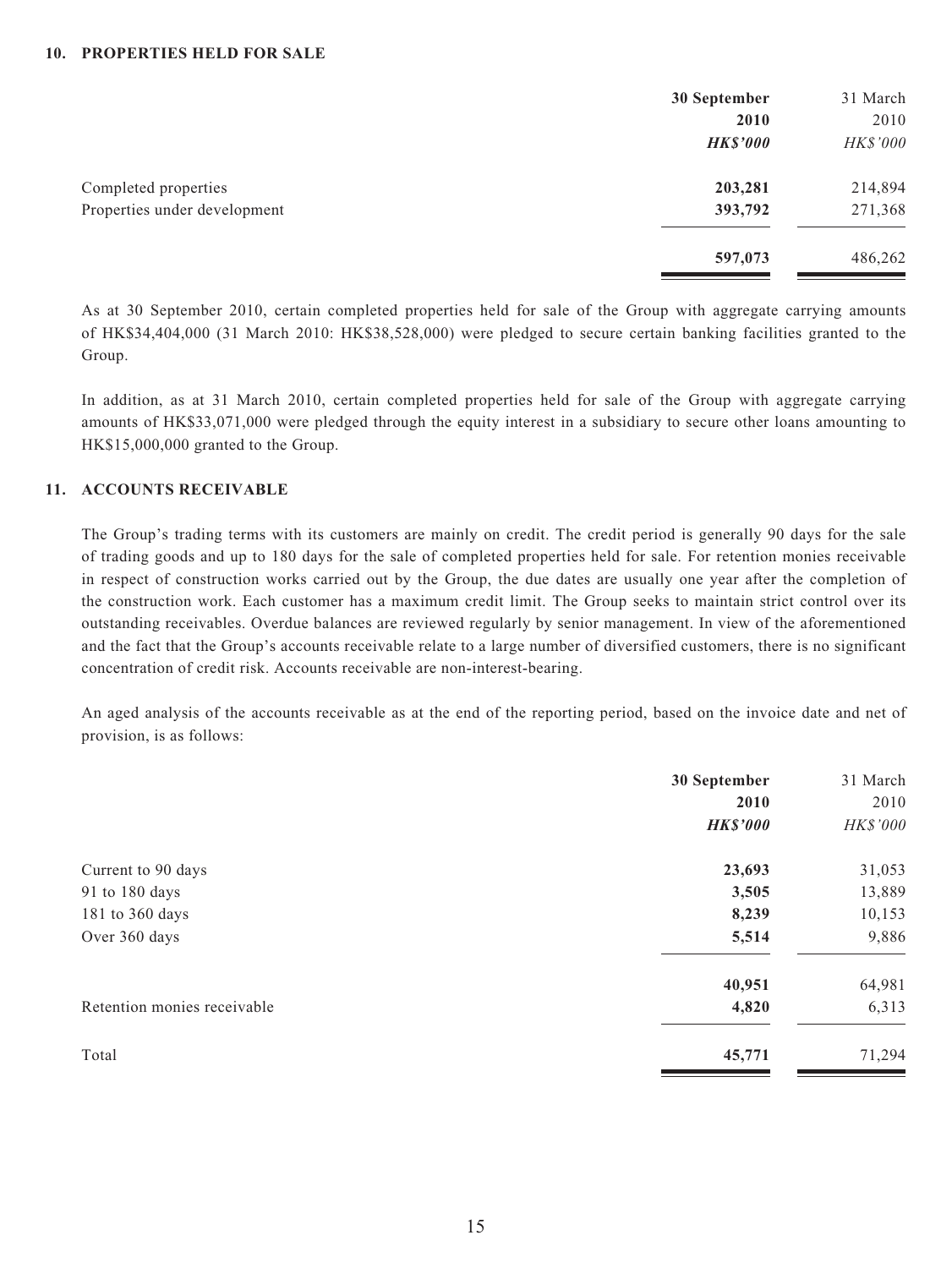## 10. PROPERTIES HELD FOR SALE

| | 30 September 2010 | 31 March 2010 |
|---|---|---|
| | ***HK$'000*** | *HK$'000* |
| Completed properties | **203,281** | 214,894 |
| Properties under development | **393,792** | 271,368 |
| | **597,073** | 486,262 |

As at 30 September 2010, certain completed properties held for sale of the Group with aggregate carrying amounts of HK$34,404,000 (31 March 2010: HK$38,528,000) were pledged to secure certain banking facilities granted to the Group.

In addition, as at 31 March 2010, certain completed properties held for sale of the Group with aggregate carrying amounts of HK$33,071,000 were pledged through the equity interest in a subsidiary to secure other loans amounting to HK$15,000,000 granted to the Group.

## 11. ACCOUNTS RECEIVABLE

The Group's trading terms with its customers are mainly on credit. The credit period is generally 90 days for the sale of trading goods and up to 180 days for the sale of completed properties held for sale. For retention monies receivable in respect of construction works carried out by the Group, the due dates are usually one year after the completion of the construction work. Each customer has a maximum credit limit. The Group seeks to maintain strict control over its outstanding receivables. Overdue balances are reviewed regularly by senior management. In view of the aforementioned and the fact that the Group's accounts receivable relate to a large number of diversified customers, there is no significant concentration of credit risk. Accounts receivable are non-interest-bearing.

An aged analysis of the accounts receivable as at the end of the reporting period, based on the invoice date and net of provision, is as follows:

| | 30 September 2010 | 31 March 2010 |
|---|---|---|
| | ***HK$'000*** | *HK$'000* |
| Current to 90 days | **23,693** | 31,053 |
| 91 to 180 days | **3,505** | 13,889 |
| 181 to 360 days | **8,239** | 10,153 |
| Over 360 days | **5,514** | 9,886 |
| | **40,951** | 64,981 |
| Retention monies receivable | **4,820** | 6,313 |
| Total | **45,771** | 71,294 |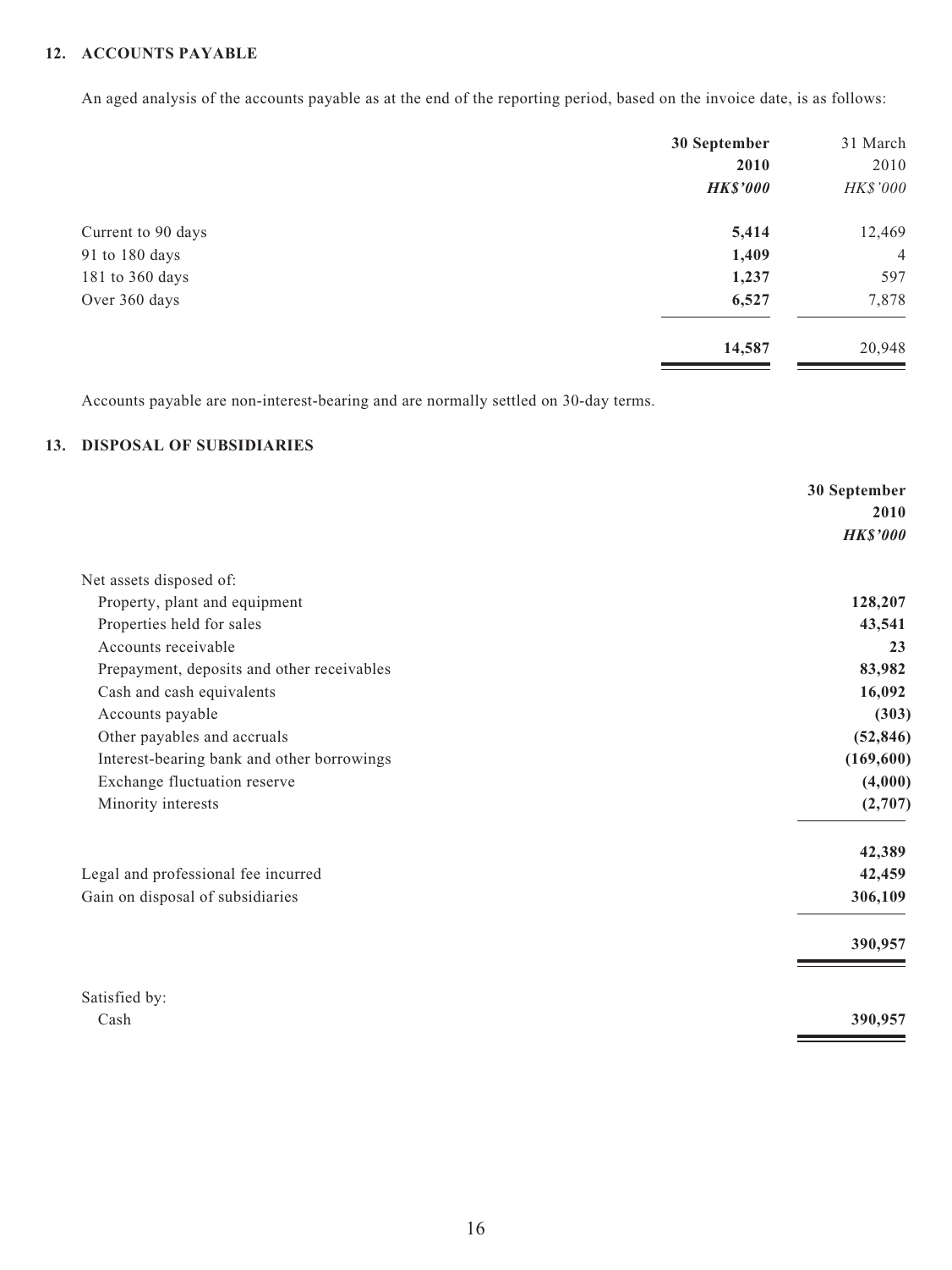## 12. ACCOUNTS PAYABLE

An aged analysis of the accounts payable as at the end of the reporting period, based on the invoice date, is as follows:

| | **30 September 2010** | 31 March 2010 |
|---|---|---|
| | ***HK$'000*** | *HK$'000* |
| Current to 90 days | **5,414** | 12,469 |
| 91 to 180 days | **1,409** | 4 |
| 181 to 360 days | **1,237** | 597 |
| Over 360 days | **6,527** | 7,878 |
| | **14,587** | 20,948 |

Accounts payable are non-interest-bearing and are normally settled on 30-day terms.

## 13. DISPOSAL OF SUBSIDIARIES

| | **30 September 2010** |
|---|---|
| | ***HK$'000*** |
| Net assets disposed of: | |
| Property, plant and equipment | **128,207** |
| Properties held for sales | **43,541** |
| Accounts receivable | **23** |
| Prepayment, deposits and other receivables | **83,982** |
| Cash and cash equivalents | **16,092** |
| Accounts payable | **(303)** |
| Other payables and accruals | **(52,846)** |
| Interest-bearing bank and other borrowings | **(169,600)** |
| Exchange fluctuation reserve | **(4,000)** |
| Minority interests | **(2,707)** |
| | **42,389** |
| Legal and professional fee incurred | **42,459** |
| Gain on disposal of subsidiaries | **306,109** |
| | **390,957** |
| Satisfied by: | |
| Cash | **390,957** |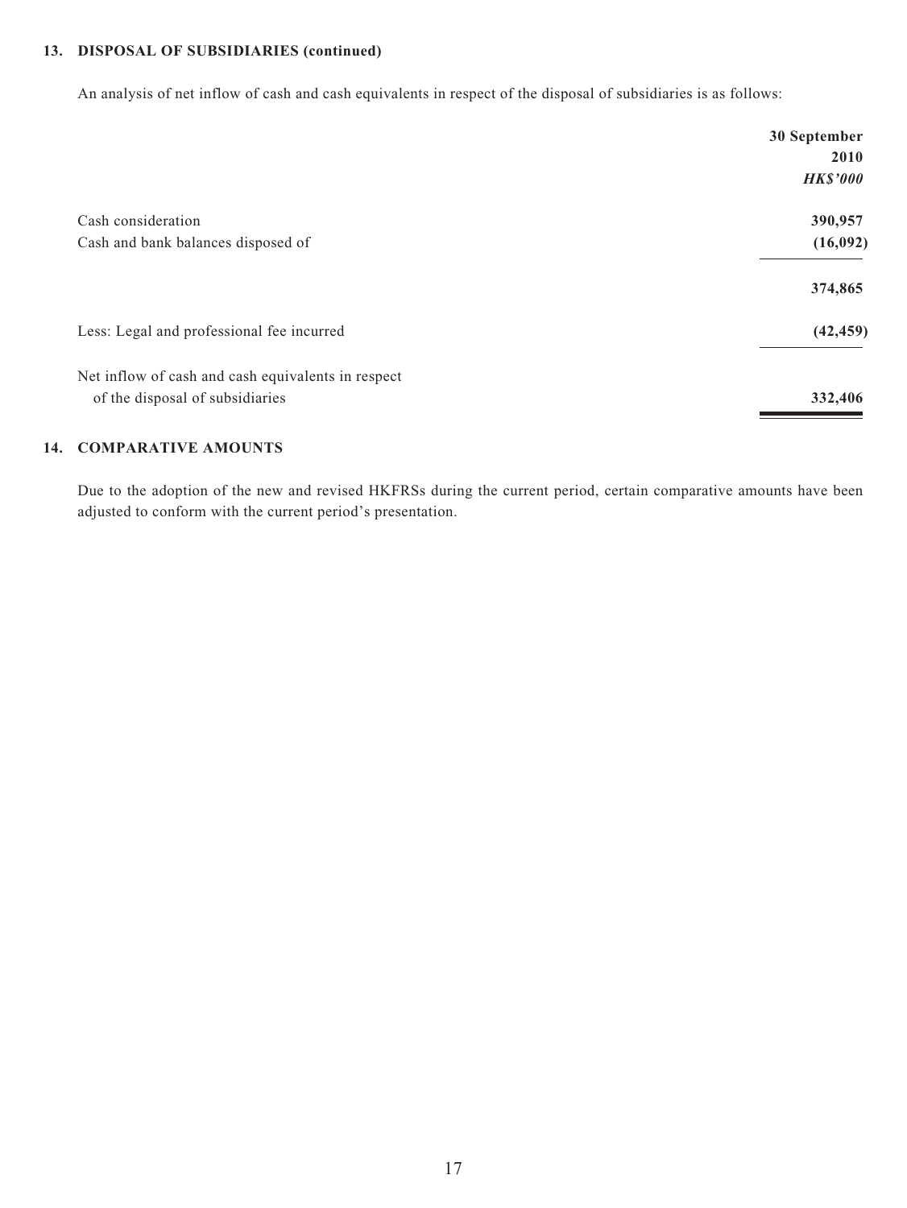### 13. DISPOSAL OF SUBSIDIARIES (continued)

An analysis of net inflow of cash and cash equivalents in respect of the disposal of subsidiaries is as follows:

| | 30 September 2010 |
|---|---|
| | *HK$'000* |
| Cash consideration | 390,957 |
| Cash and bank balances disposed of | (16,092) |
| | 374,865 |
| Less: Legal and professional fee incurred | (42,459) |
| Net inflow of cash and cash equivalents in respect of the disposal of subsidiaries | 332,406 |

### 14. COMPARATIVE AMOUNTS

Due to the adoption of the new and revised HKFRSs during the current period, certain comparative amounts have been adjusted to conform with the current period's presentation.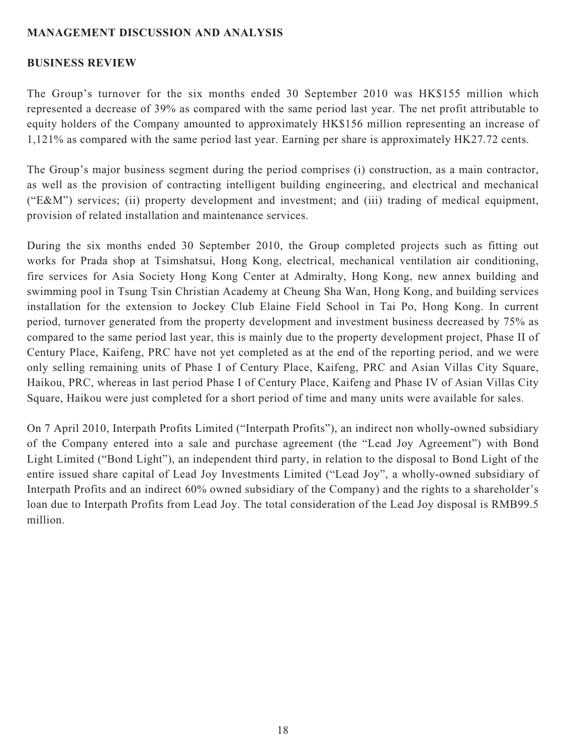## MANAGEMENT DISCUSSION AND ANALYSIS

### BUSINESS REVIEW

The Group's turnover for the six months ended 30 September 2010 was HK$155 million which represented a decrease of 39% as compared with the same period last year. The net profit attributable to equity holders of the Company amounted to approximately HK$156 million representing an increase of 1,121% as compared with the same period last year. Earning per share is approximately HK27.72 cents.

The Group's major business segment during the period comprises (i) construction, as a main contractor, as well as the provision of contracting intelligent building engineering, and electrical and mechanical ("E&M") services; (ii) property development and investment; and (iii) trading of medical equipment, provision of related installation and maintenance services.

During the six months ended 30 September 2010, the Group completed projects such as fitting out works for Prada shop at Tsimshatsui, Hong Kong, electrical, mechanical ventilation air conditioning, fire services for Asia Society Hong Kong Center at Admiralty, Hong Kong, new annex building and swimming pool in Tsung Tsin Christian Academy at Cheung Sha Wan, Hong Kong, and building services installation for the extension to Jockey Club Elaine Field School in Tai Po, Hong Kong. In current period, turnover generated from the property development and investment business decreased by 75% as compared to the same period last year, this is mainly due to the property development project, Phase II of Century Place, Kaifeng, PRC have not yet completed as at the end of the reporting period, and we were only selling remaining units of Phase I of Century Place, Kaifeng, PRC and Asian Villas City Square, Haikou, PRC, whereas in last period Phase I of Century Place, Kaifeng and Phase IV of Asian Villas City Square, Haikou were just completed for a short period of time and many units were available for sales.

On 7 April 2010, Interpath Profits Limited ("Interpath Profits"), an indirect non wholly-owned subsidiary of the Company entered into a sale and purchase agreement (the "Lead Joy Agreement") with Bond Light Limited ("Bond Light"), an independent third party, in relation to the disposal to Bond Light of the entire issued share capital of Lead Joy Investments Limited ("Lead Joy", a wholly-owned subsidiary of Interpath Profits and an indirect 60% owned subsidiary of the Company) and the rights to a shareholder's loan due to Interpath Profits from Lead Joy. The total consideration of the Lead Joy disposal is RMB99.5 million.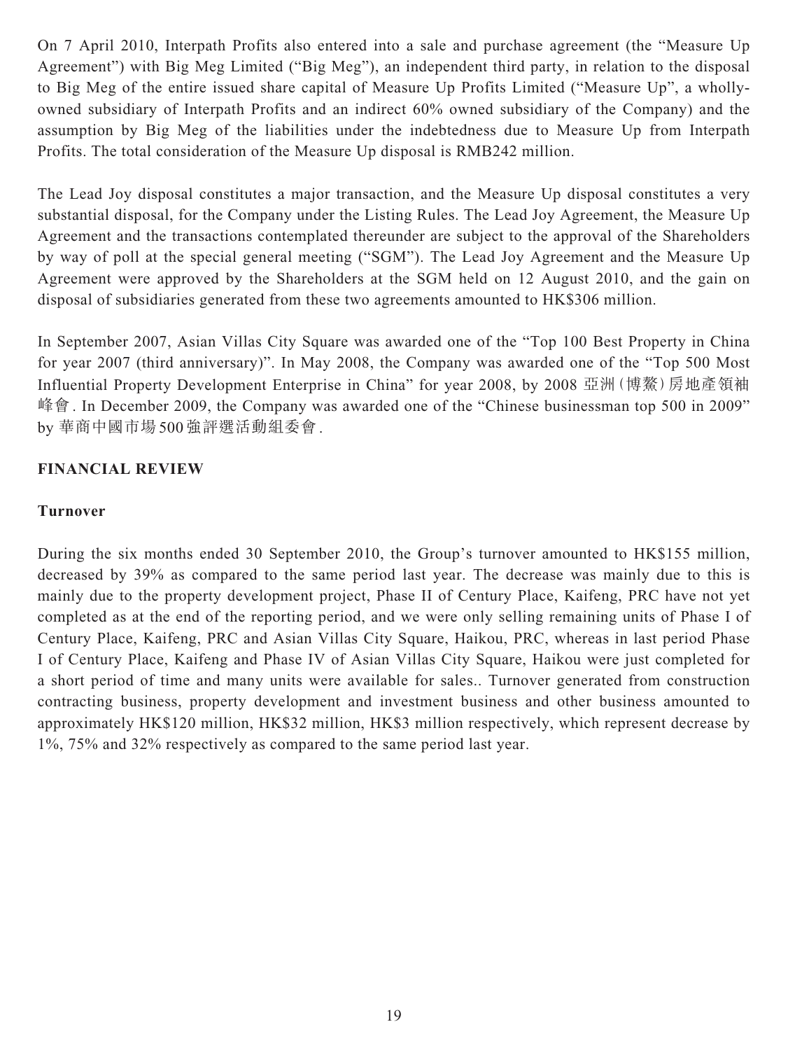On 7 April 2010, Interpath Profits also entered into a sale and purchase agreement (the "Measure Up Agreement") with Big Meg Limited ("Big Meg"), an independent third party, in relation to the disposal to Big Meg of the entire issued share capital of Measure Up Profits Limited ("Measure Up", a wholly-owned subsidiary of Interpath Profits and an indirect 60% owned subsidiary of the Company) and the assumption by Big Meg of the liabilities under the indebtedness due to Measure Up from Interpath Profits. The total consideration of the Measure Up disposal is RMB242 million.

The Lead Joy disposal constitutes a major transaction, and the Measure Up disposal constitutes a very substantial disposal, for the Company under the Listing Rules. The Lead Joy Agreement, the Measure Up Agreement and the transactions contemplated thereunder are subject to the approval of the Shareholders by way of poll at the special general meeting ("SGM"). The Lead Joy Agreement and the Measure Up Agreement were approved by the Shareholders at the SGM held on 12 August 2010, and the gain on disposal of subsidiaries generated from these two agreements amounted to HK$306 million.

In September 2007, Asian Villas City Square was awarded one of the "Top 100 Best Property in China for year 2007 (third anniversary)". In May 2008, the Company was awarded one of the "Top 500 Most Influential Property Development Enterprise in China" for year 2008, by 2008 亞洲(博鰲)房地產領袖峰會. In December 2009, the Company was awarded one of the "Chinese businessman top 500 in 2009" by 華商中國市場500強評選活動組委會.

## FINANCIAL REVIEW

### Turnover

During the six months ended 30 September 2010, the Group's turnover amounted to HK$155 million, decreased by 39% as compared to the same period last year. The decrease was mainly due to this is mainly due to the property development project, Phase II of Century Place, Kaifeng, PRC have not yet completed as at the end of the reporting period, and we were only selling remaining units of Phase I of Century Place, Kaifeng, PRC and Asian Villas City Square, Haikou, PRC, whereas in last period Phase I of Century Place, Kaifeng and Phase IV of Asian Villas City Square, Haikou were just completed for a short period of time and many units were available for sales.. Turnover generated from construction contracting business, property development and investment business and other business amounted to approximately HK$120 million, HK$32 million, HK$3 million respectively, which represent decrease by 1%, 75% and 32% respectively as compared to the same period last year.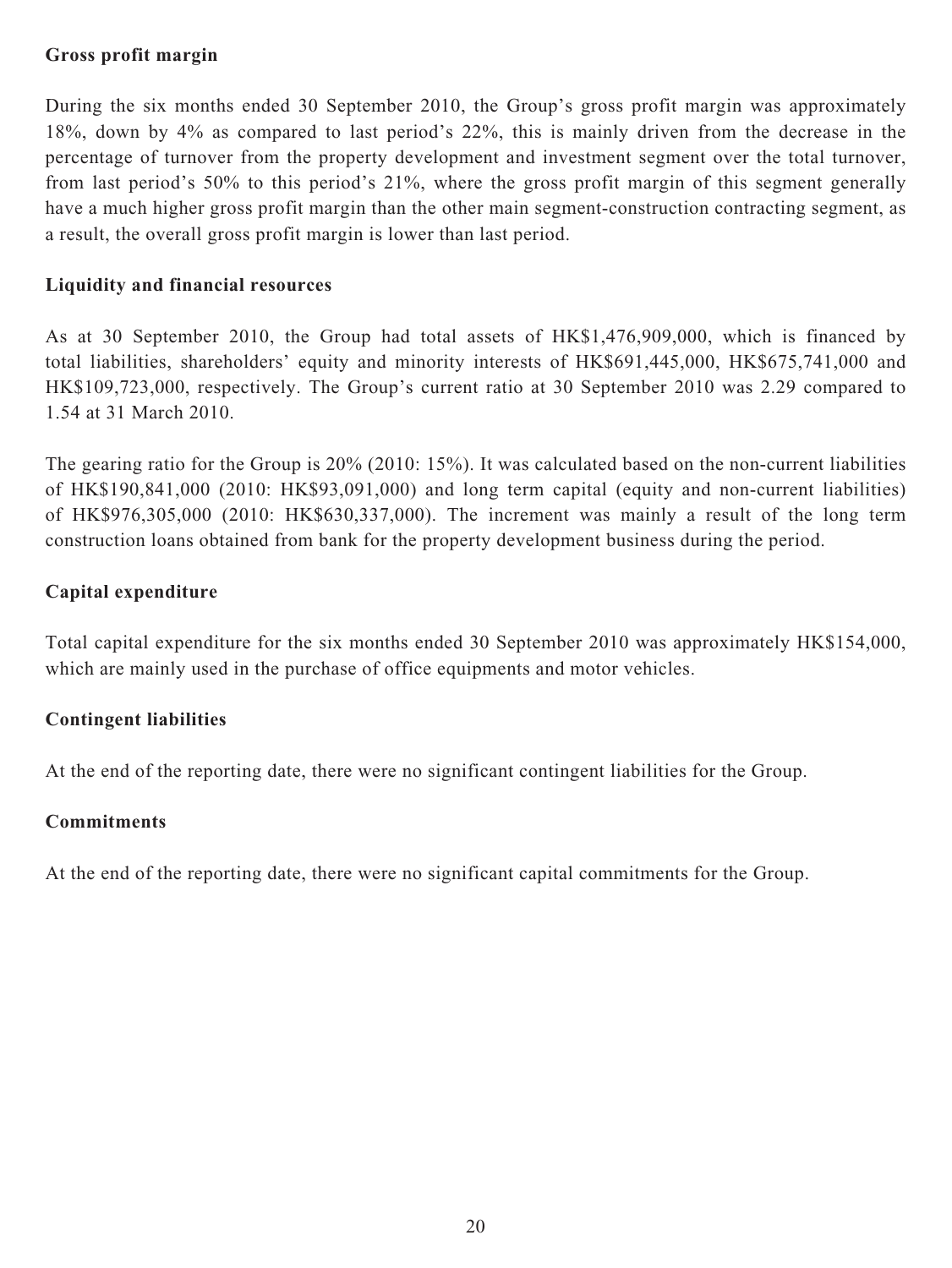**Gross profit margin**

During the six months ended 30 September 2010, the Group's gross profit margin was approximately 18%, down by 4% as compared to last period's 22%, this is mainly driven from the decrease in the percentage of turnover from the property development and investment segment over the total turnover, from last period's 50% to this period's 21%, where the gross profit margin of this segment generally have a much higher gross profit margin than the other main segment-construction contracting segment, as a result, the overall gross profit margin is lower than last period.

**Liquidity and financial resources**

As at 30 September 2010, the Group had total assets of HK$1,476,909,000, which is financed by total liabilities, shareholders' equity and minority interests of HK$691,445,000, HK$675,741,000 and HK$109,723,000, respectively. The Group's current ratio at 30 September 2010 was 2.29 compared to 1.54 at 31 March 2010.

The gearing ratio for the Group is 20% (2010: 15%). It was calculated based on the non-current liabilities of HK$190,841,000 (2010: HK$93,091,000) and long term capital (equity and non-current liabilities) of HK$976,305,000 (2010: HK$630,337,000). The increment was mainly a result of the long term construction loans obtained from bank for the property development business during the period.

**Capital expenditure**

Total capital expenditure for the six months ended 30 September 2010 was approximately HK$154,000, which are mainly used in the purchase of office equipments and motor vehicles.

**Contingent liabilities**

At the end of the reporting date, there were no significant contingent liabilities for the Group.

**Commitments**

At the end of the reporting date, there were no significant capital commitments for the Group.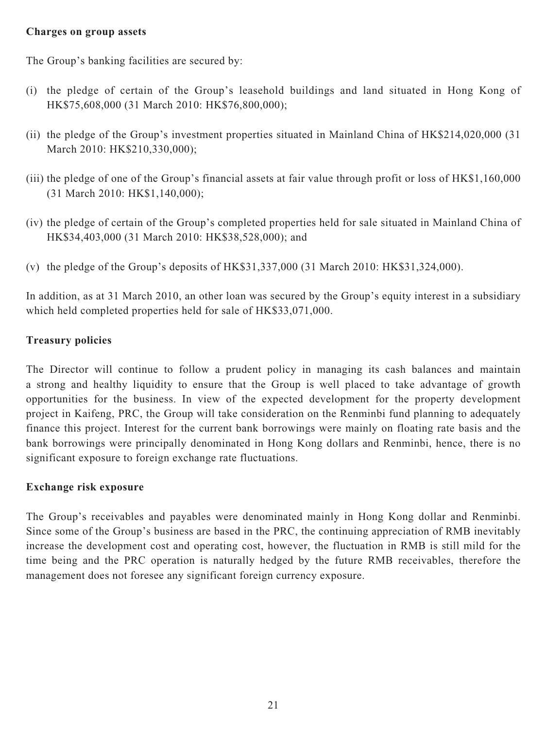**Charges on group assets**

The Group's banking facilities are secured by:

(i) the pledge of certain of the Group's leasehold buildings and land situated in Hong Kong of HK$75,608,000 (31 March 2010: HK$76,800,000);

(ii) the pledge of the Group's investment properties situated in Mainland China of HK$214,020,000 (31 March 2010: HK$210,330,000);

(iii) the pledge of one of the Group's financial assets at fair value through profit or loss of HK$1,160,000 (31 March 2010: HK$1,140,000);

(iv) the pledge of certain of the Group's completed properties held for sale situated in Mainland China of HK$34,403,000 (31 March 2010: HK$38,528,000); and

(v) the pledge of the Group's deposits of HK$31,337,000 (31 March 2010: HK$31,324,000).

In addition, as at 31 March 2010, an other loan was secured by the Group's equity interest in a subsidiary which held completed properties held for sale of HK$33,071,000.

**Treasury policies**

The Director will continue to follow a prudent policy in managing its cash balances and maintain a strong and healthy liquidity to ensure that the Group is well placed to take advantage of growth opportunities for the business. In view of the expected development for the property development project in Kaifeng, PRC, the Group will take consideration on the Renminbi fund planning to adequately finance this project. Interest for the current bank borrowings were mainly on floating rate basis and the bank borrowings were principally denominated in Hong Kong dollars and Renminbi, hence, there is no significant exposure to foreign exchange rate fluctuations.

**Exchange risk exposure**

The Group's receivables and payables were denominated mainly in Hong Kong dollar and Renminbi. Since some of the Group's business are based in the PRC, the continuing appreciation of RMB inevitably increase the development cost and operating cost, however, the fluctuation in RMB is still mild for the time being and the PRC operation is naturally hedged by the future RMB receivables, therefore the management does not foresee any significant foreign currency exposure.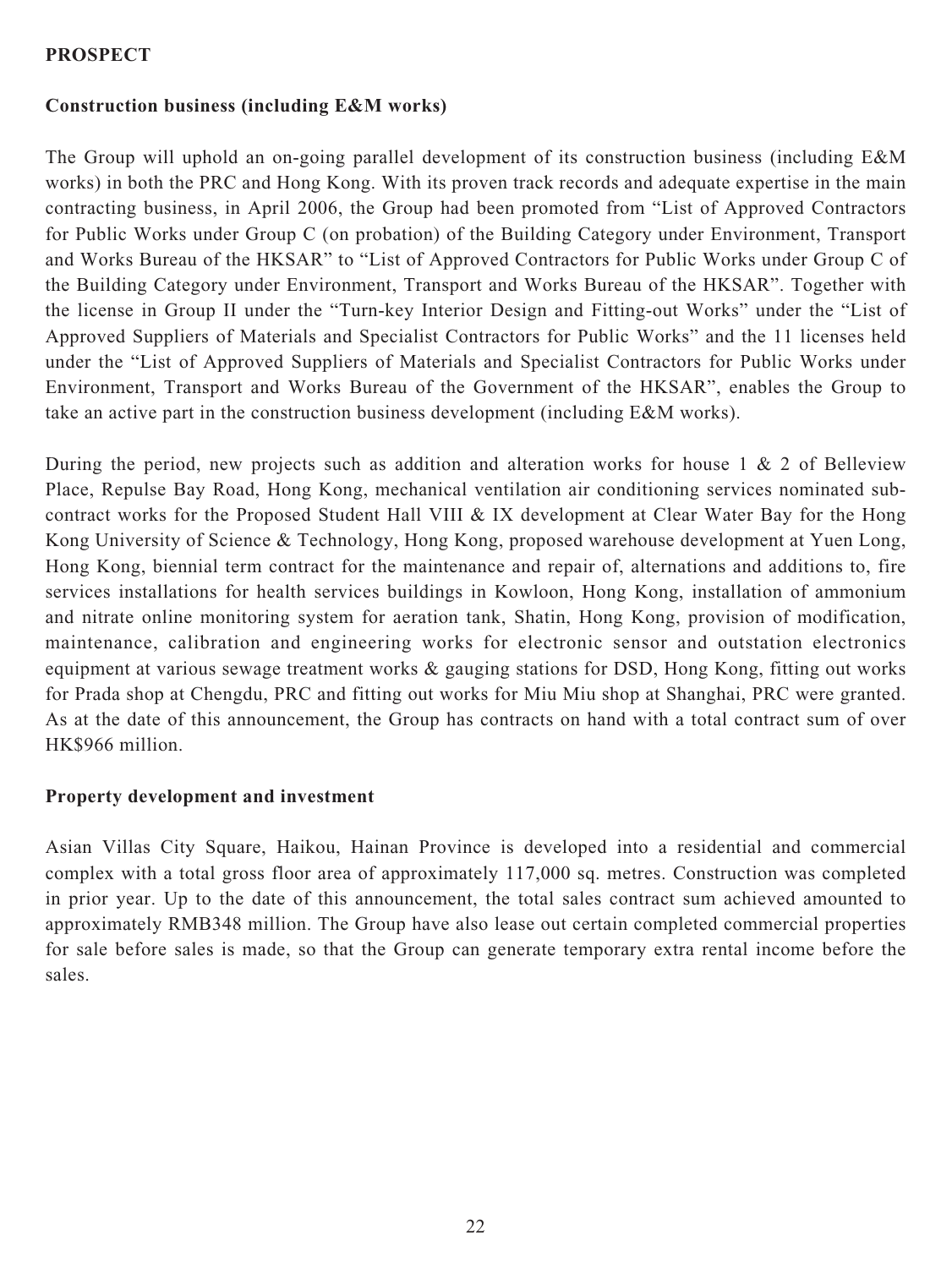## PROSPECT

### Construction business (including E&M works)

The Group will uphold an on-going parallel development of its construction business (including E&M works) in both the PRC and Hong Kong. With its proven track records and adequate expertise in the main contracting business, in April 2006, the Group had been promoted from "List of Approved Contractors for Public Works under Group C (on probation) of the Building Category under Environment, Transport and Works Bureau of the HKSAR" to "List of Approved Contractors for Public Works under Group C of the Building Category under Environment, Transport and Works Bureau of the HKSAR". Together with the license in Group II under the "Turn-key Interior Design and Fitting-out Works" under the "List of Approved Suppliers of Materials and Specialist Contractors for Public Works" and the 11 licenses held under the "List of Approved Suppliers of Materials and Specialist Contractors for Public Works under Environment, Transport and Works Bureau of the Government of the HKSAR", enables the Group to take an active part in the construction business development (including E&M works).

During the period, new projects such as addition and alteration works for house 1 & 2 of Belleview Place, Repulse Bay Road, Hong Kong, mechanical ventilation air conditioning services nominated sub-contract works for the Proposed Student Hall VIII & IX development at Clear Water Bay for the Hong Kong University of Science & Technology, Hong Kong, proposed warehouse development at Yuen Long, Hong Kong, biennial term contract for the maintenance and repair of, alternations and additions to, fire services installations for health services buildings in Kowloon, Hong Kong, installation of ammonium and nitrate online monitoring system for aeration tank, Shatin, Hong Kong, provision of modification, maintenance, calibration and engineering works for electronic sensor and outstation electronics equipment at various sewage treatment works & gauging stations for DSD, Hong Kong, fitting out works for Prada shop at Chengdu, PRC and fitting out works for Miu Miu shop at Shanghai, PRC were granted. As at the date of this announcement, the Group has contracts on hand with a total contract sum of over HK$966 million.

### Property development and investment

Asian Villas City Square, Haikou, Hainan Province is developed into a residential and commercial complex with a total gross floor area of approximately 117,000 sq. metres. Construction was completed in prior year. Up to the date of this announcement, the total sales contract sum achieved amounted to approximately RMB348 million. The Group have also lease out certain completed commercial properties for sale before sales is made, so that the Group can generate temporary extra rental income before the sales.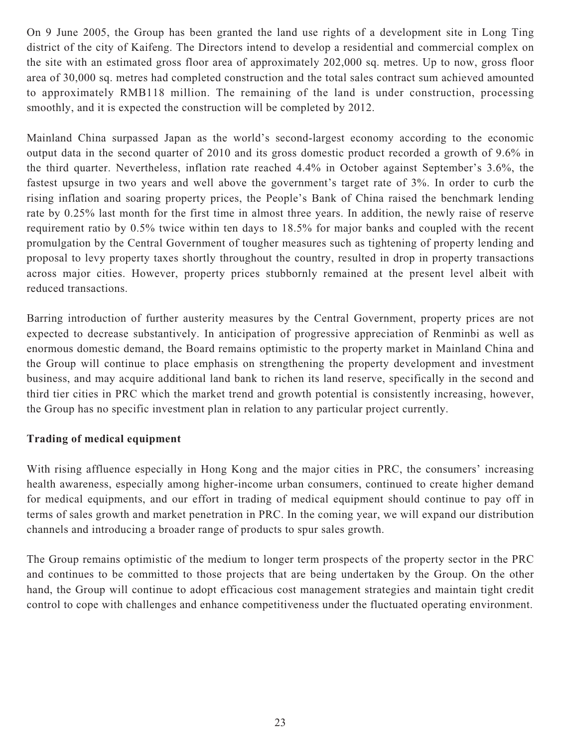On 9 June 2005, the Group has been granted the land use rights of a development site in Long Ting district of the city of Kaifeng. The Directors intend to develop a residential and commercial complex on the site with an estimated gross floor area of approximately 202,000 sq. metres. Up to now, gross floor area of 30,000 sq. metres had completed construction and the total sales contract sum achieved amounted to approximately RMB118 million. The remaining of the land is under construction, processing smoothly, and it is expected the construction will be completed by 2012.

Mainland China surpassed Japan as the world's second-largest economy according to the economic output data in the second quarter of 2010 and its gross domestic product recorded a growth of 9.6% in the third quarter. Nevertheless, inflation rate reached 4.4% in October against September's 3.6%, the fastest upsurge in two years and well above the government's target rate of 3%. In order to curb the rising inflation and soaring property prices, the People's Bank of China raised the benchmark lending rate by 0.25% last month for the first time in almost three years. In addition, the newly raise of reserve requirement ratio by 0.5% twice within ten days to 18.5% for major banks and coupled with the recent promulgation by the Central Government of tougher measures such as tightening of property lending and proposal to levy property taxes shortly throughout the country, resulted in drop in property transactions across major cities. However, property prices stubbornly remained at the present level albeit with reduced transactions.

Barring introduction of further austerity measures by the Central Government, property prices are not expected to decrease substantively. In anticipation of progressive appreciation of Renminbi as well as enormous domestic demand, the Board remains optimistic to the property market in Mainland China and the Group will continue to place emphasis on strengthening the property development and investment business, and may acquire additional land bank to richen its land reserve, specifically in the second and third tier cities in PRC which the market trend and growth potential is consistently increasing, however, the Group has no specific investment plan in relation to any particular project currently.

**Trading of medical equipment**

With rising affluence especially in Hong Kong and the major cities in PRC, the consumers' increasing health awareness, especially among higher-income urban consumers, continued to create higher demand for medical equipments, and our effort in trading of medical equipment should continue to pay off in terms of sales growth and market penetration in PRC. In the coming year, we will expand our distribution channels and introducing a broader range of products to spur sales growth.

The Group remains optimistic of the medium to longer term prospects of the property sector in the PRC and continues to be committed to those projects that are being undertaken by the Group. On the other hand, the Group will continue to adopt efficacious cost management strategies and maintain tight credit control to cope with challenges and enhance competitiveness under the fluctuated operating environment.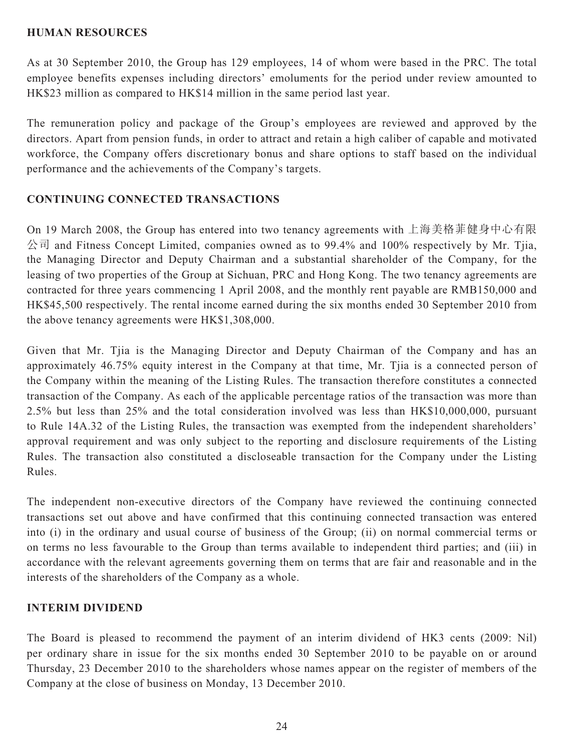## HUMAN RESOURCES

As at 30 September 2010, the Group has 129 employees, 14 of whom were based in the PRC. The total employee benefits expenses including directors' emoluments for the period under review amounted to HK$23 million as compared to HK$14 million in the same period last year.

The remuneration policy and package of the Group's employees are reviewed and approved by the directors. Apart from pension funds, in order to attract and retain a high caliber of capable and motivated workforce, the Company offers discretionary bonus and share options to staff based on the individual performance and the achievements of the Company's targets.

## CONTINUING CONNECTED TRANSACTIONS

On 19 March 2008, the Group has entered into two tenancy agreements with 上海美格菲健身中心有限公司 and Fitness Concept Limited, companies owned as to 99.4% and 100% respectively by Mr. Tjia, the Managing Director and Deputy Chairman and a substantial shareholder of the Company, for the leasing of two properties of the Group at Sichuan, PRC and Hong Kong. The two tenancy agreements are contracted for three years commencing 1 April 2008, and the monthly rent payable are RMB150,000 and HK$45,500 respectively. The rental income earned during the six months ended 30 September 2010 from the above tenancy agreements were HK$1,308,000.

Given that Mr. Tjia is the Managing Director and Deputy Chairman of the Company and has an approximately 46.75% equity interest in the Company at that time, Mr. Tjia is a connected person of the Company within the meaning of the Listing Rules. The transaction therefore constitutes a connected transaction of the Company. As each of the applicable percentage ratios of the transaction was more than 2.5% but less than 25% and the total consideration involved was less than HK$10,000,000, pursuant to Rule 14A.32 of the Listing Rules, the transaction was exempted from the independent shareholders' approval requirement and was only subject to the reporting and disclosure requirements of the Listing Rules. The transaction also constituted a discloseable transaction for the Company under the Listing Rules.

The independent non-executive directors of the Company have reviewed the continuing connected transactions set out above and have confirmed that this continuing connected transaction was entered into (i) in the ordinary and usual course of business of the Group; (ii) on normal commercial terms or on terms no less favourable to the Group than terms available to independent third parties; and (iii) in accordance with the relevant agreements governing them on terms that are fair and reasonable and in the interests of the shareholders of the Company as a whole.

## INTERIM DIVIDEND

The Board is pleased to recommend the payment of an interim dividend of HK3 cents (2009: Nil) per ordinary share in issue for the six months ended 30 September 2010 to be payable on or around Thursday, 23 December 2010 to the shareholders whose names appear on the register of members of the Company at the close of business on Monday, 13 December 2010.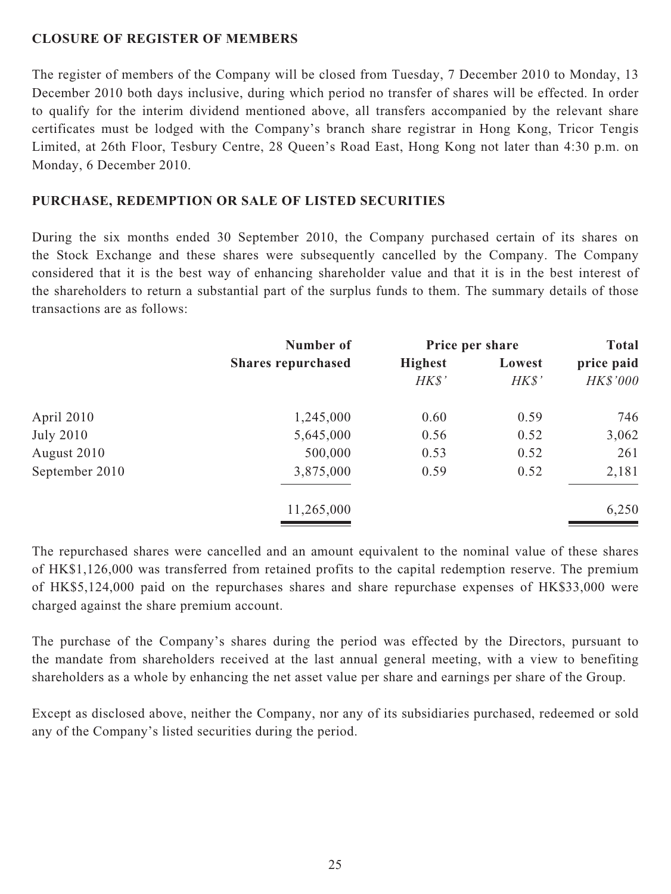## CLOSURE OF REGISTER OF MEMBERS

The register of members of the Company will be closed from Tuesday, 7 December 2010 to Monday, 13 December 2010 both days inclusive, during which period no transfer of shares will be effected. In order to qualify for the interim dividend mentioned above, all transfers accompanied by the relevant share certificates must be lodged with the Company's branch share registrar in Hong Kong, Tricor Tengis Limited, at 26th Floor, Tesbury Centre, 28 Queen's Road East, Hong Kong not later than 4:30 p.m. on Monday, 6 December 2010.

## PURCHASE, REDEMPTION OR SALE OF LISTED SECURITIES

During the six months ended 30 September 2010, the Company purchased certain of its shares on the Stock Exchange and these shares were subsequently cancelled by the Company. The Company considered that it is the best way of enhancing shareholder value and that it is in the best interest of the shareholders to return a substantial part of the surplus funds to them. The summary details of those transactions are as follows:

| | Number of Shares repurchased | Price per share | | Total price paid |
|---|---|---|---|---|
| | | Highest | Lowest | |
| | | *HK$'* | *HK$'* | *HK$'000* |
| April 2010 | 1,245,000 | 0.60 | 0.59 | 746 |
| July 2010 | 5,645,000 | 0.56 | 0.52 | 3,062 |
| August 2010 | 500,000 | 0.53 | 0.52 | 261 |
| September 2010 | 3,875,000 | 0.59 | 0.52 | 2,181 |
| | 11,265,000 | | | 6,250 |

The repurchased shares were cancelled and an amount equivalent to the nominal value of these shares of HK$1,126,000 was transferred from retained profits to the capital redemption reserve. The premium of HK$5,124,000 paid on the repurchases shares and share repurchase expenses of HK$33,000 were charged against the share premium account.

The purchase of the Company's shares during the period was effected by the Directors, pursuant to the mandate from shareholders received at the last annual general meeting, with a view to benefiting shareholders as a whole by enhancing the net asset value per share and earnings per share of the Group.

Except as disclosed above, neither the Company, nor any of its subsidiaries purchased, redeemed or sold any of the Company's listed securities during the period.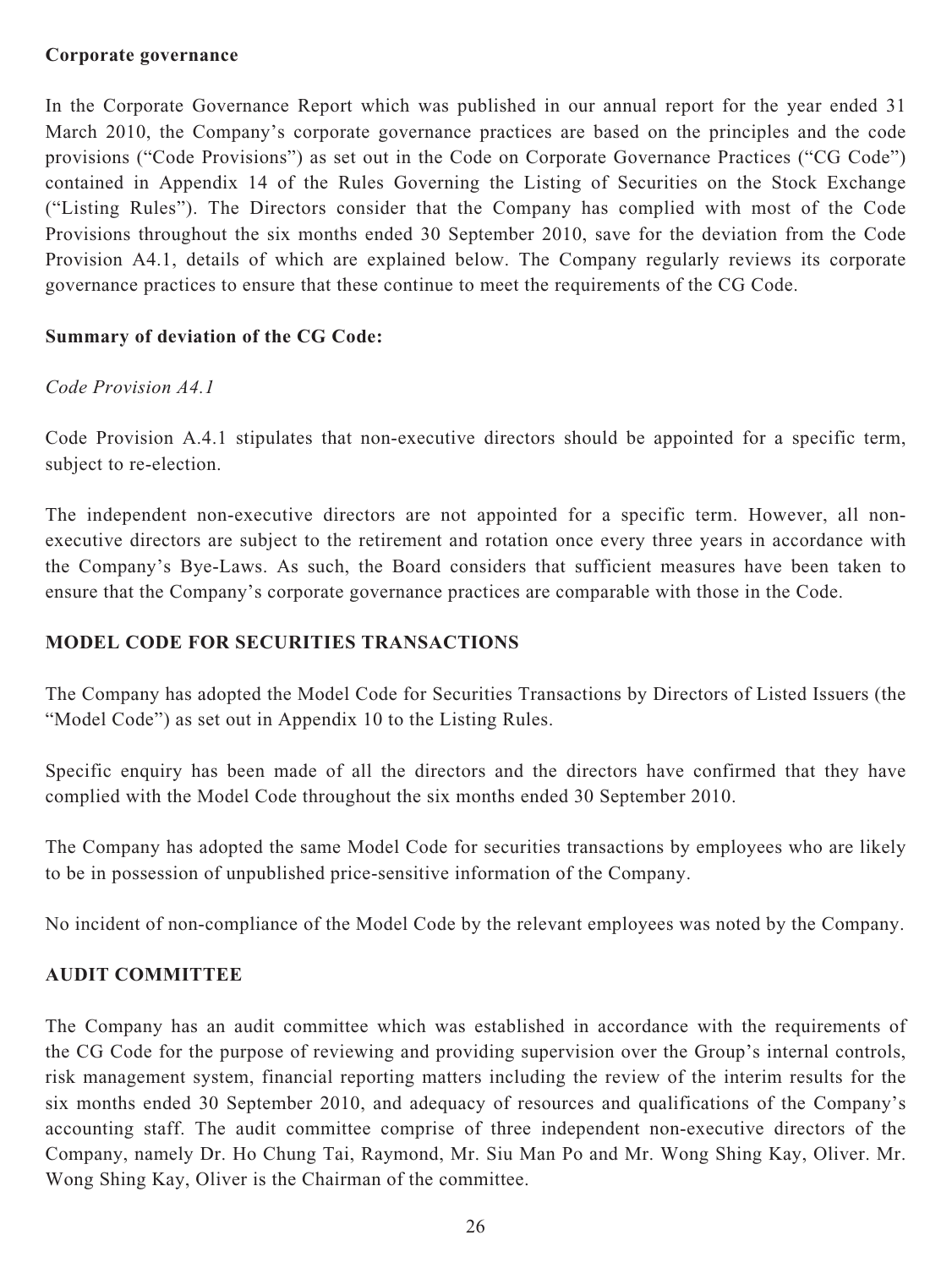**Corporate governance**

In the Corporate Governance Report which was published in our annual report for the year ended 31 March 2010, the Company's corporate governance practices are based on the principles and the code provisions ("Code Provisions") as set out in the Code on Corporate Governance Practices ("CG Code") contained in Appendix 14 of the Rules Governing the Listing of Securities on the Stock Exchange ("Listing Rules"). The Directors consider that the Company has complied with most of the Code Provisions throughout the six months ended 30 September 2010, save for the deviation from the Code Provision A4.1, details of which are explained below. The Company regularly reviews its corporate governance practices to ensure that these continue to meet the requirements of the CG Code.

**Summary of deviation of the CG Code:**

*Code Provision A4.1*

Code Provision A.4.1 stipulates that non-executive directors should be appointed for a specific term, subject to re-election.

The independent non-executive directors are not appointed for a specific term. However, all non-executive directors are subject to the retirement and rotation once every three years in accordance with the Company's Bye-Laws. As such, the Board considers that sufficient measures have been taken to ensure that the Company's corporate governance practices are comparable with those in the Code.

## MODEL CODE FOR SECURITIES TRANSACTIONS

The Company has adopted the Model Code for Securities Transactions by Directors of Listed Issuers (the "Model Code") as set out in Appendix 10 to the Listing Rules.

Specific enquiry has been made of all the directors and the directors have confirmed that they have complied with the Model Code throughout the six months ended 30 September 2010.

The Company has adopted the same Model Code for securities transactions by employees who are likely to be in possession of unpublished price-sensitive information of the Company.

No incident of non-compliance of the Model Code by the relevant employees was noted by the Company.

## AUDIT COMMITTEE

The Company has an audit committee which was established in accordance with the requirements of the CG Code for the purpose of reviewing and providing supervision over the Group's internal controls, risk management system, financial reporting matters including the review of the interim results for the six months ended 30 September 2010, and adequacy of resources and qualifications of the Company's accounting staff. The audit committee comprise of three independent non-executive directors of the Company, namely Dr. Ho Chung Tai, Raymond, Mr. Siu Man Po and Mr. Wong Shing Kay, Oliver. Mr. Wong Shing Kay, Oliver is the Chairman of the committee.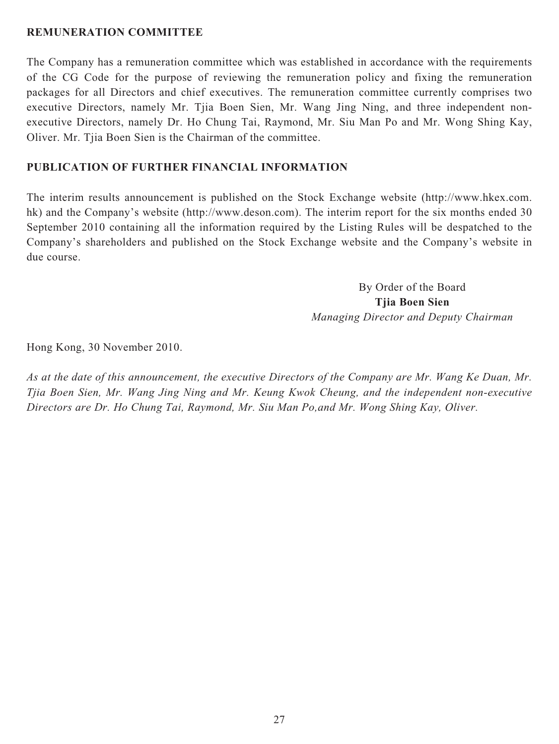## REMUNERATION COMMITTEE

The Company has a remuneration committee which was established in accordance with the requirements of the CG Code for the purpose of reviewing the remuneration policy and fixing the remuneration packages for all Directors and chief executives. The remuneration committee currently comprises two executive Directors, namely Mr. Tjia Boen Sien, Mr. Wang Jing Ning, and three independent non-executive Directors, namely Dr. Ho Chung Tai, Raymond, Mr. Siu Man Po and Mr. Wong Shing Kay, Oliver. Mr. Tjia Boen Sien is the Chairman of the committee.

## PUBLICATION OF FURTHER FINANCIAL INFORMATION

The interim results announcement is published on the Stock Exchange website (http://www.hkex.com.hk) and the Company's website (http://www.deson.com). The interim report for the six months ended 30 September 2010 containing all the information required by the Listing Rules will be despatched to the Company's shareholders and published on the Stock Exchange website and the Company's website in due course.

By Order of the Board
**Tjia Boen Sien**
*Managing Director and Deputy Chairman*

Hong Kong, 30 November 2010.

*As at the date of this announcement, the executive Directors of the Company are Mr. Wang Ke Duan, Mr. Tjia Boen Sien, Mr. Wang Jing Ning and Mr. Keung Kwok Cheung, and the independent non-executive Directors are Dr. Ho Chung Tai, Raymond, Mr. Siu Man Po,and Mr. Wong Shing Kay, Oliver.*